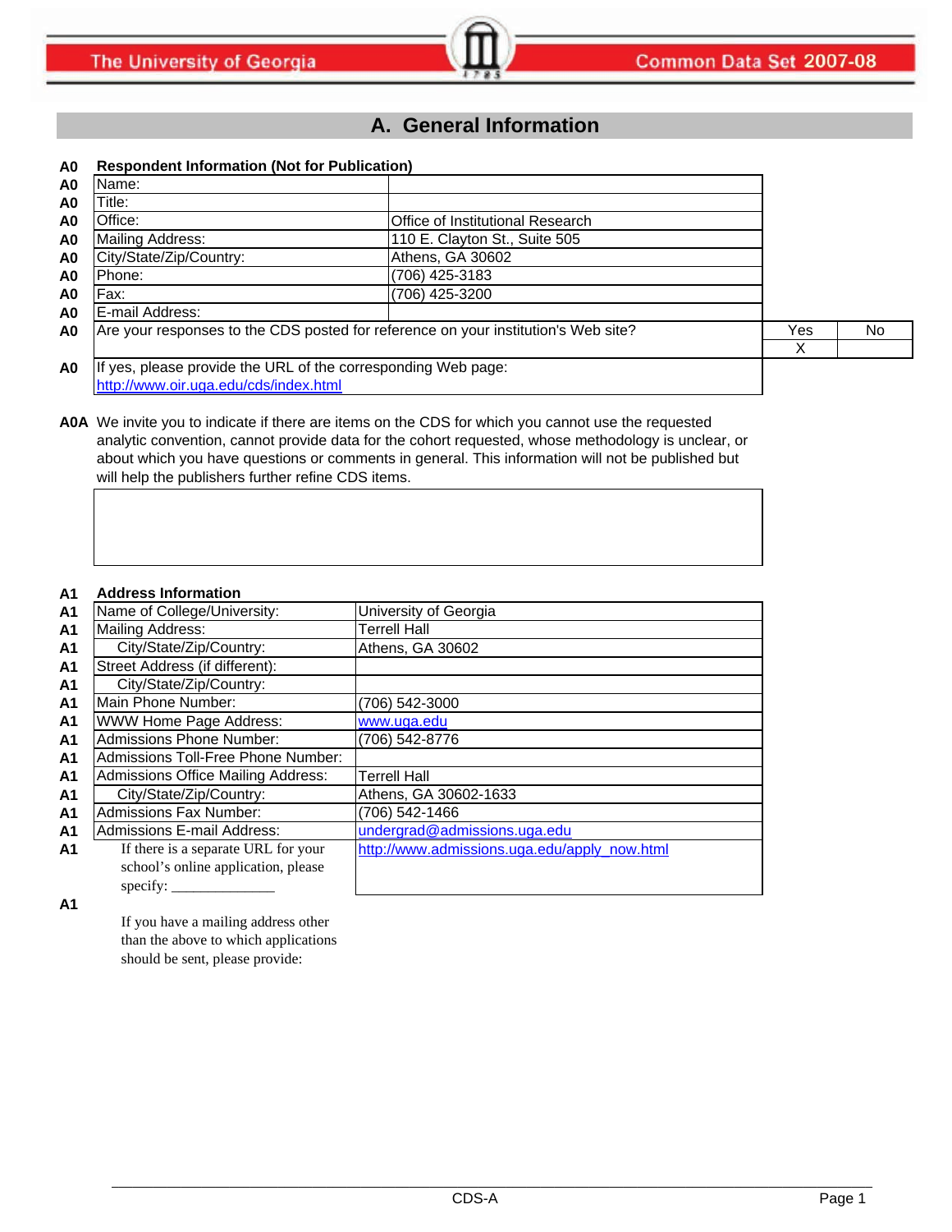# A. General Information

| | Respondent Information (Not for Publication) | |
|---|---|---|
| A0 | Name: | |
| A0 | Title: | |
| A0 | Office: | Office of Institutional Research |
| A0 | Mailing Address: | 110 E. Clayton St., Suite 505 |
| A0 | City/State/Zip/Country: | Athens, GA 30602 |
| A0 | Phone: | (706) 425-3183 |
| A0 | Fax: | (706) 425-3200 |
| A0 | E-mail Address: | |

| | | Yes | No |
|---|---|---|---|
| A0 | Are your responses to the CDS posted for reference on your institution's Web site? | X | |

**A0** If yes, please provide the URL of the corresponding Web page:
http://www.oir.uga.edu/cds/index.html

**A0A** We invite you to indicate if there are items on the CDS for which you cannot use the requested analytic convention, cannot provide data for the cohort requested, whose methodology is unclear, or about which you have questions or comments in general. This information will not be published but will help the publishers further refine CDS items.

| | Address Information | |
|---|---|---|
| A1 | Name of College/University: | University of Georgia |
| A1 | Mailing Address: | Terrell Hall |
| A1 | City/State/Zip/Country: | Athens, GA 30602 |
| A1 | Street Address (if different): | |
| A1 | City/State/Zip/Country: | |
| A1 | Main Phone Number: | (706) 542-3000 |
| A1 | WWW Home Page Address: | www.uga.edu |
| A1 | Admissions Phone Number: | (706) 542-8776 |
| A1 | Admissions Toll-Free Phone Number: | |
| A1 | Admissions Office Mailing Address: | Terrell Hall |
| A1 | City/State/Zip/Country: | Athens, GA 30602-1633 |
| A1 | Admissions Fax Number: | (706) 542-1466 |
| A1 | Admissions E-mail Address: | undergrad@admissions.uga.edu |
| A1 | If there is a separate URL for your school's online application, please specify: _____________ | http://www.admissions.uga.edu/apply_now.html |

**A1** If you have a mailing address other than the above to which applications should be sent, please provide: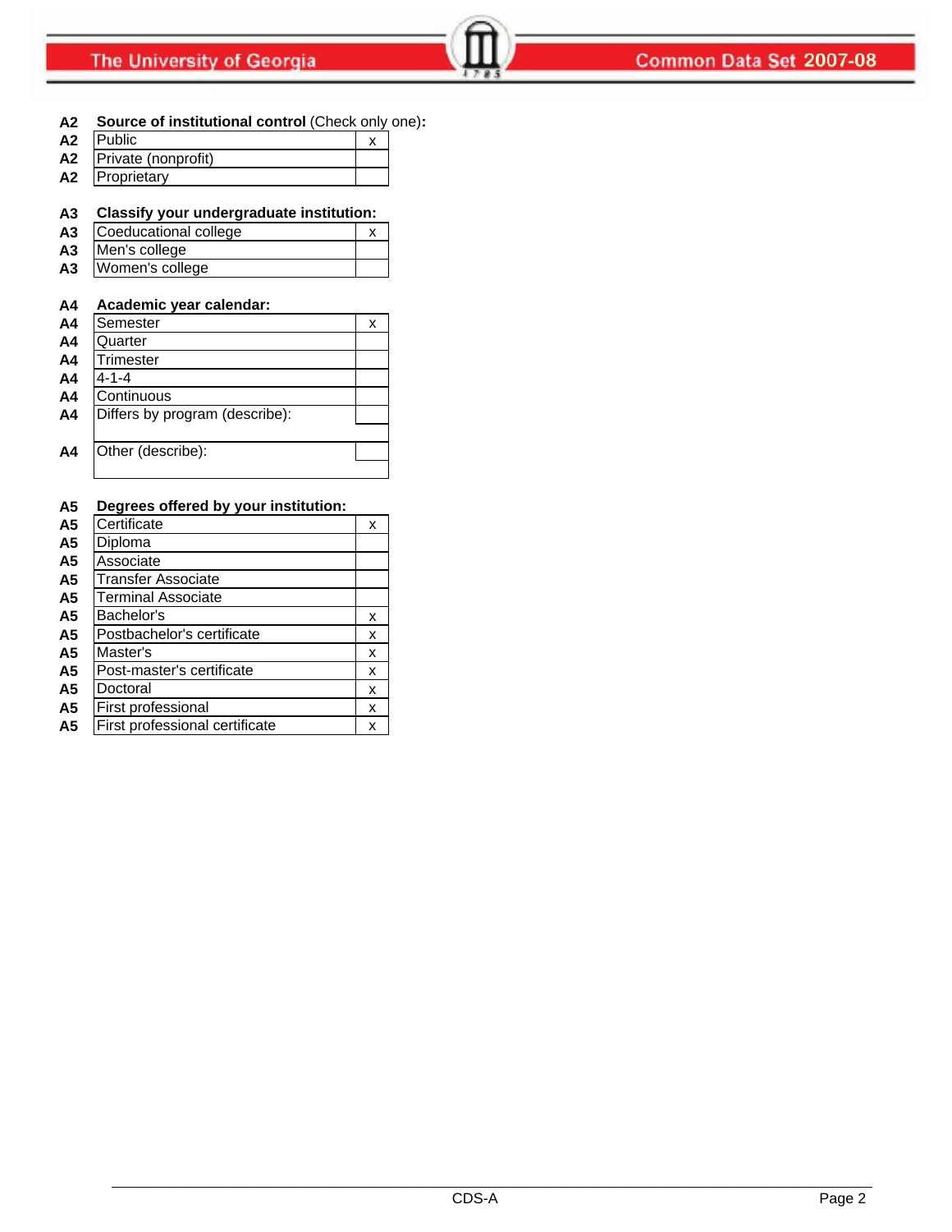**A2 Source of institutional control** (Check only one)**:**

| A2 | | |
|---|---|---|
| A2 | Public | x |
| A2 | Private (nonprofit) | |
| A2 | Proprietary | |

**A3 Classify your undergraduate institution:**

| A3 | | |
|---|---|---|
| A3 | Coeducational college | x |
| A3 | Men's college | |
| A3 | Women's college | |

**A4 Academic year calendar:**

| A4 | | |
|---|---|---|
| A4 | Semester | x |
| A4 | Quarter | |
| A4 | Trimester | |
| A4 | 4-1-4 | |
| A4 | Continuous | |
| A4 | Differs by program (describe): | |
| A4 | Other (describe): | |

**A5 Degrees offered by your institution:**

| A5 | | |
|---|---|---|
| A5 | Certificate | x |
| A5 | Diploma | |
| A5 | Associate | |
| A5 | Transfer Associate | |
| A5 | Terminal Associate | |
| A5 | Bachelor's | x |
| A5 | Postbachelor's certificate | x |
| A5 | Master's | x |
| A5 | Post-master's certificate | x |
| A5 | Doctoral | x |
| A5 | First professional | x |
| A5 | First professional certificate | x |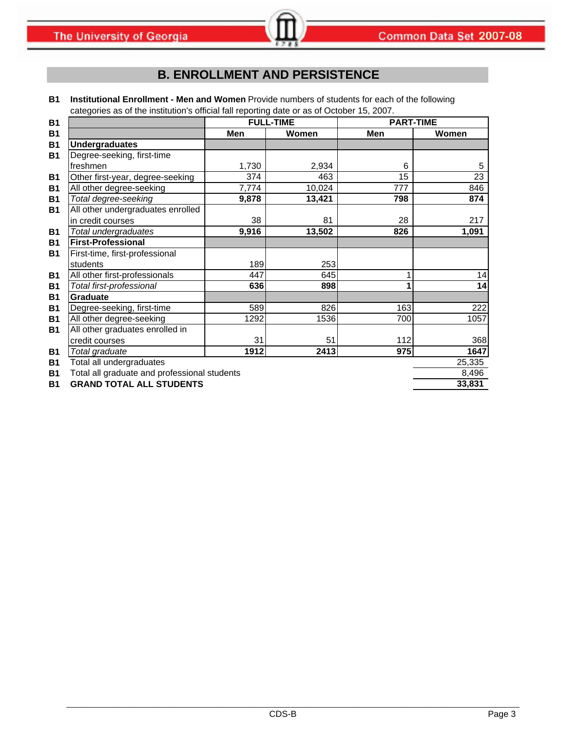# B. ENROLLMENT AND PERSISTENCE

**B1** **Institutional Enrollment - Men and Women** Provide numbers of students for each of the following categories as of the institution's official fall reporting date or as of October 15, 2007.

| | | FULL-TIME | | PART-TIME | |
|---|---|---|---|---|---|
| | | **Men** | **Women** | **Men** | **Women** |
| B1 | **Undergraduates** | | | | |
| B1 | Degree-seeking, first-time freshmen | 1,730 | 2,934 | 6 | 5 |
| B1 | Other first-year, degree-seeking | 374 | 463 | 15 | 23 |
| B1 | All other degree-seeking | 7,774 | 10,024 | 777 | 846 |
| B1 | *Total degree-seeking* | **9,878** | **13,421** | **798** | **874** |
| B1 | All other undergraduates enrolled in credit courses | 38 | 81 | 28 | 217 |
| B1 | *Total undergraduates* | **9,916** | **13,502** | **826** | **1,091** |
| B1 | **First-Professional** | | | | |
| B1 | First-time, first-professional students | 189 | 253 | | |
| B1 | All other first-professionals | 447 | 645 | 1 | 14 |
| B1 | *Total first-professional* | **636** | **898** | **1** | **14** |
| B1 | **Graduate** | | | | |
| B1 | Degree-seeking, first-time | 589 | 826 | 163 | 222 |
| B1 | All other degree-seeking | 1292 | 1536 | 700 | 1057 |
| B1 | All other graduates enrolled in credit courses | 31 | 51 | 112 | 368 |
| B1 | *Total graduate* | **1912** | **2413** | **975** | **1647** |
| B1 | Total all undergraduates | | | | 25,335 |
| B1 | Total all graduate and professional students | | | | 8,496 |
| B1 | **GRAND TOTAL ALL STUDENTS** | | | | **33,831** |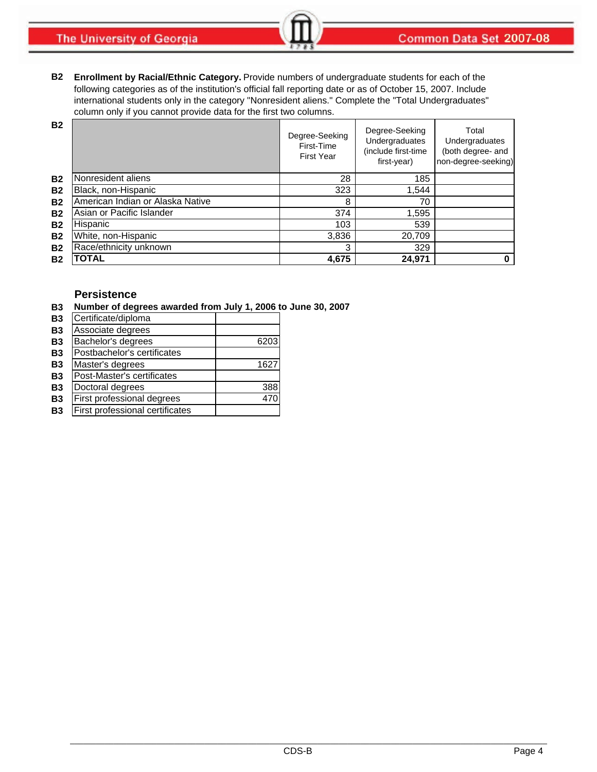**B2** **Enrollment by Racial/Ethnic Category.** Provide numbers of undergraduate students for each of the following categories as of the institution's official fall reporting date or as of October 15, 2007. Include international students only in the category "Nonresident aliens." Complete the "Total Undergraduates" column only if you cannot provide data for the first two columns.

| | | Degree-Seeking First-Time First Year | Degree-Seeking Undergraduates (include first-time first-year) | Total Undergraduates (both degree- and non-degree-seeking) |
|---|---|---|---|---|
| B2 | Nonresident aliens | 28 | 185 | |
| B2 | Black, non-Hispanic | 323 | 1,544 | |
| B2 | American Indian or Alaska Native | 8 | 70 | |
| B2 | Asian or Pacific Islander | 374 | 1,595 | |
| B2 | Hispanic | 103 | 539 | |
| B2 | White, non-Hispanic | 3,836 | 20,709 | |
| B2 | Race/ethnicity unknown | 3 | 329 | |
| B2 | **TOTAL** | **4,675** | **24,971** | **0** |

## Persistence

**B3** **Number of degrees awarded from July 1, 2006 to June 30, 2007**

| | | |
|---|---|---|
| B3 | Certificate/diploma | |
| B3 | Associate degrees | |
| B3 | Bachelor's degrees | 6203 |
| B3 | Postbachelor's certificates | |
| B3 | Master's degrees | 1627 |
| B3 | Post-Master's certificates | |
| B3 | Doctoral degrees | 388 |
| B3 | First professional degrees | 470 |
| B3 | First professional certificates | |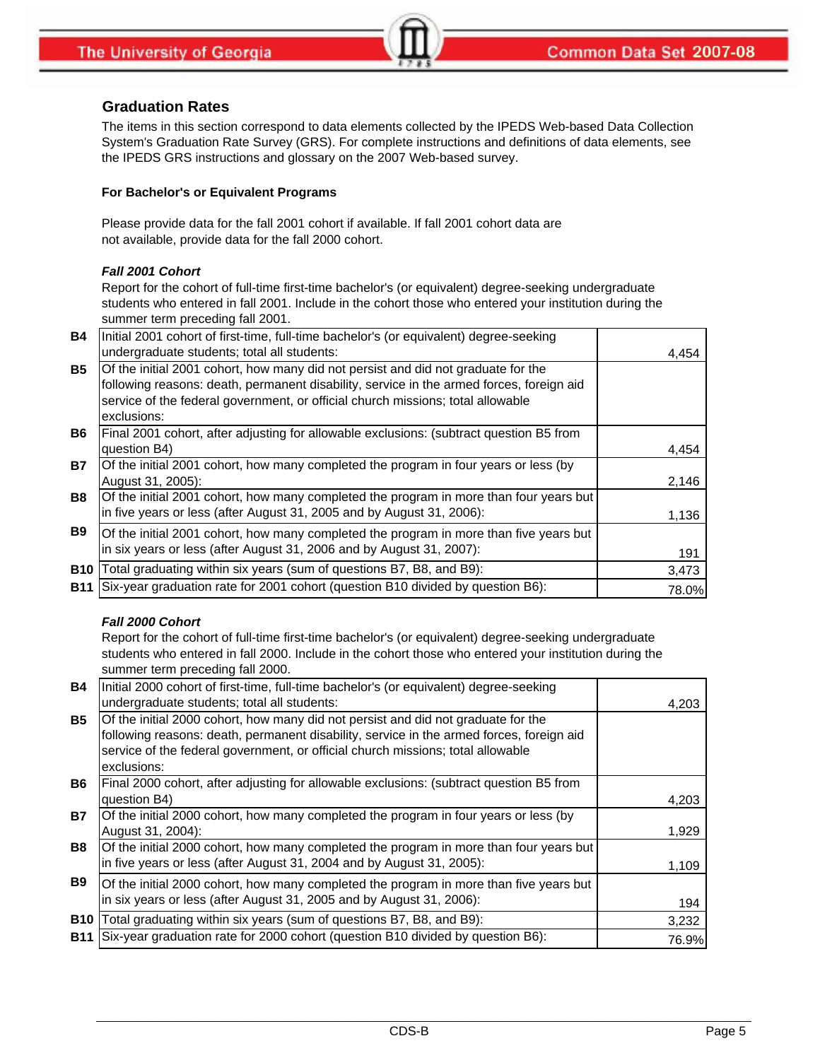## Graduation Rates

The items in this section correspond to data elements collected by the IPEDS Web-based Data Collection System's Graduation Rate Survey (GRS). For complete instructions and definitions of data elements, see the IPEDS GRS instructions and glossary on the 2007 Web-based survey.

### For Bachelor's or Equivalent Programs

Please provide data for the fall 2001 cohort if available. If fall 2001 cohort data are not available, provide data for the fall 2000 cohort.

***Fall 2001 Cohort***

Report for the cohort of full-time first-time bachelor's (or equivalent) degree-seeking undergraduate students who entered in fall 2001. Include in the cohort those who entered your institution during the summer term preceding fall 2001.

| | | |
|---|---|---|
| **B4** | Initial 2001 cohort of first-time, full-time bachelor's (or equivalent) degree-seeking undergraduate students; total all students: | 4,454 |
| **B5** | Of the initial 2001 cohort, how many did not persist and did not graduate for the following reasons: death, permanent disability, service in the armed forces, foreign aid service of the federal government, or official church missions; total allowable exclusions: | |
| **B6** | Final 2001 cohort, after adjusting for allowable exclusions: (subtract question B5 from question B4) | 4,454 |
| **B7** | Of the initial 2001 cohort, how many completed the program in four years or less (by August 31, 2005): | 2,146 |
| **B8** | Of the initial 2001 cohort, how many completed the program in more than four years but in five years or less (after August 31, 2005 and by August 31, 2006): | 1,136 |
| **B9** | Of the initial 2001 cohort, how many completed the program in more than five years but in six years or less (after August 31, 2006 and by August 31, 2007): | 191 |
| **B10** | Total graduating within six years (sum of questions B7, B8, and B9): | 3,473 |
| **B11** | Six-year graduation rate for 2001 cohort (question B10 divided by question B6): | 78.0% |

***Fall 2000 Cohort***

Report for the cohort of full-time first-time bachelor's (or equivalent) degree-seeking undergraduate students who entered in fall 2000. Include in the cohort those who entered your institution during the summer term preceding fall 2000.

| | | |
|---|---|---|
| **B4** | Initial 2000 cohort of first-time, full-time bachelor's (or equivalent) degree-seeking undergraduate students; total all students: | 4,203 |
| **B5** | Of the initial 2000 cohort, how many did not persist and did not graduate for the following reasons: death, permanent disability, service in the armed forces, foreign aid service of the federal government, or official church missions; total allowable exclusions: | |
| **B6** | Final 2000 cohort, after adjusting for allowable exclusions: (subtract question B5 from question B4) | 4,203 |
| **B7** | Of the initial 2000 cohort, how many completed the program in four years or less (by August 31, 2004): | 1,929 |
| **B8** | Of the initial 2000 cohort, how many completed the program in more than four years but in five years or less (after August 31, 2004 and by August 31, 2005): | 1,109 |
| **B9** | Of the initial 2000 cohort, how many completed the program in more than five years but in six years or less (after August 31, 2005 and by August 31, 2006): | 194 |
| **B10** | Total graduating within six years (sum of questions B7, B8, and B9): | 3,232 |
| **B11** | Six-year graduation rate for 2000 cohort (question B10 divided by question B6): | 76.9% |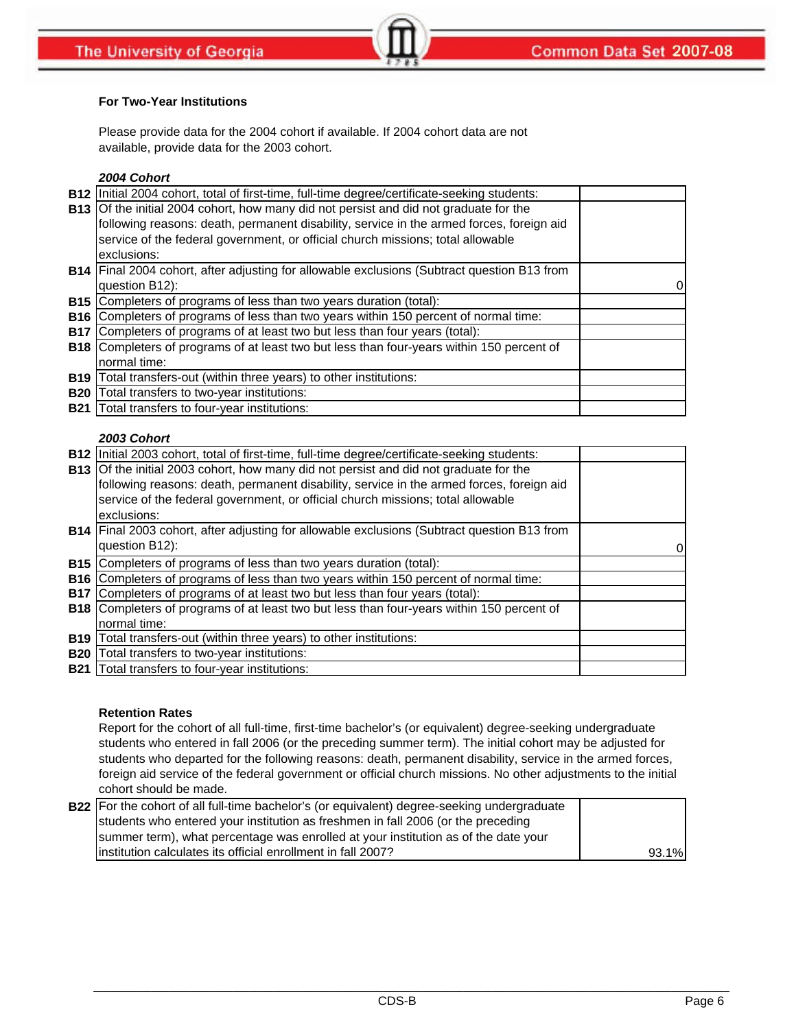### For Two-Year Institutions

Please provide data for the 2004 cohort if available. If 2004 cohort data are not available, provide data for the 2003 cohort.

*2004 Cohort*

| | | |
|---|---|---|
| B12 | Initial 2004 cohort, total of first-time, full-time degree/certificate-seeking students: | |
| B13 | Of the initial 2004 cohort, how many did not persist and did not graduate for the following reasons: death, permanent disability, service in the armed forces, foreign aid service of the federal government, or official church missions; total allowable exclusions: | |
| B14 | Final 2004 cohort, after adjusting for allowable exclusions (Subtract question B13 from question B12): | 0 |
| B15 | Completers of programs of less than two years duration (total): | |
| B16 | Completers of programs of less than two years within 150 percent of normal time: | |
| B17 | Completers of programs of at least two but less than four years (total): | |
| B18 | Completers of programs of at least two but less than four-years within 150 percent of normal time: | |
| B19 | Total transfers-out (within three years) to other institutions: | |
| B20 | Total transfers to two-year institutions: | |
| B21 | Total transfers to four-year institutions: | |

*2003 Cohort*

| | | |
|---|---|---|
| B12 | Initial 2003 cohort, total of first-time, full-time degree/certificate-seeking students: | |
| B13 | Of the initial 2003 cohort, how many did not persist and did not graduate for the following reasons: death, permanent disability, service in the armed forces, foreign aid service of the federal government, or official church missions; total allowable exclusions: | |
| B14 | Final 2003 cohort, after adjusting for allowable exclusions (Subtract question B13 from question B12): | 0 |
| B15 | Completers of programs of less than two years duration (total): | |
| B16 | Completers of programs of less than two years within 150 percent of normal time: | |
| B17 | Completers of programs of at least two but less than four years (total): | |
| B18 | Completers of programs of at least two but less than four-years within 150 percent of normal time: | |
| B19 | Total transfers-out (within three years) to other institutions: | |
| B20 | Total transfers to two-year institutions: | |
| B21 | Total transfers to four-year institutions: | |

### Retention Rates

Report for the cohort of all full-time, first-time bachelor's (or equivalent) degree-seeking undergraduate students who entered in fall 2006 (or the preceding summer term). The initial cohort may be adjusted for students who departed for the following reasons: death, permanent disability, service in the armed forces, foreign aid service of the federal government or official church missions. No other adjustments to the initial cohort should be made.

| | | |
|---|---|---|
| B22 | For the cohort of all full-time bachelor's (or equivalent) degree-seeking undergraduate students who entered your institution as freshmen in fall 2006 (or the preceding summer term), what percentage was enrolled at your institution as of the date your institution calculates its official enrollment in fall 2007? | 93.1% |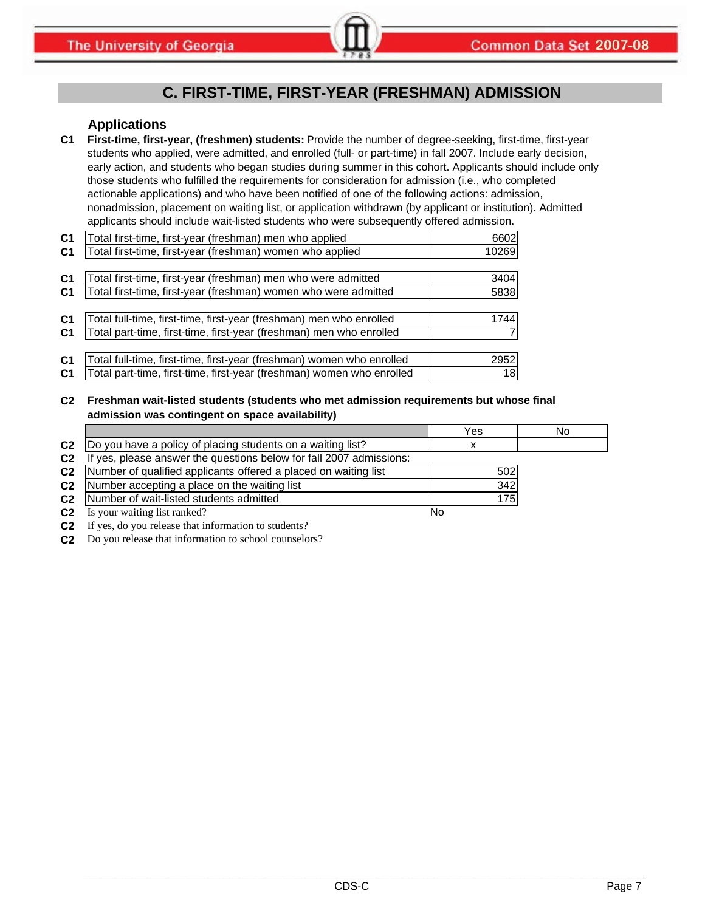## C. FIRST-TIME, FIRST-YEAR (FRESHMAN) ADMISSION

### Applications

**C1** **First-time, first-year, (freshmen) students:** Provide the number of degree-seeking, first-time, first-year students who applied, were admitted, and enrolled (full- or part-time) in fall 2007. Include early decision, early action, and students who began studies during summer in this cohort. Applicants should include only those students who fulfilled the requirements for consideration for admission (i.e., who completed actionable applications) and who have been notified of one of the following actions: admission, nonadmission, placement on waiting list, or application withdrawn (by applicant or institution). Admitted applicants should include wait-listed students who were subsequently offered admission.

| | | |
|---|---|---|
| C1 | Total first-time, first-year (freshman) men who applied | 6602 |
| C1 | Total first-time, first-year (freshman) women who applied | 10269 |
| C1 | Total first-time, first-year (freshman) men who were admitted | 3404 |
| C1 | Total first-time, first-year (freshman) women who were admitted | 5838 |
| C1 | Total full-time, first-time, first-year (freshman) men who enrolled | 1744 |
| C1 | Total part-time, first-time, first-year (freshman) men who enrolled | 7 |
| C1 | Total full-time, first-time, first-year (freshman) women who enrolled | 2952 |
| C1 | Total part-time, first-time, first-year (freshman) women who enrolled | 18 |

**C2** **Freshman wait-listed students (students who met admission requirements but whose final admission was contingent on space availability)**

| | | Yes | No |
|---|---|---|---|
| C2 | Do you have a policy of placing students on a waiting list? | x | |
| C2 | If yes, please answer the questions below for fall 2007 admissions: | | |
| C2 | Number of qualified applicants offered a placed on waiting list | 502 | |
| C2 | Number accepting a place on the waiting list | 342 | |
| C2 | Number of wait-listed students admitted | 175 | |
| C2 | Is your waiting list ranked? | No | |
| C2 | If yes, do you release that information to students? | | |
| C2 | Do you release that information to school counselors? | | |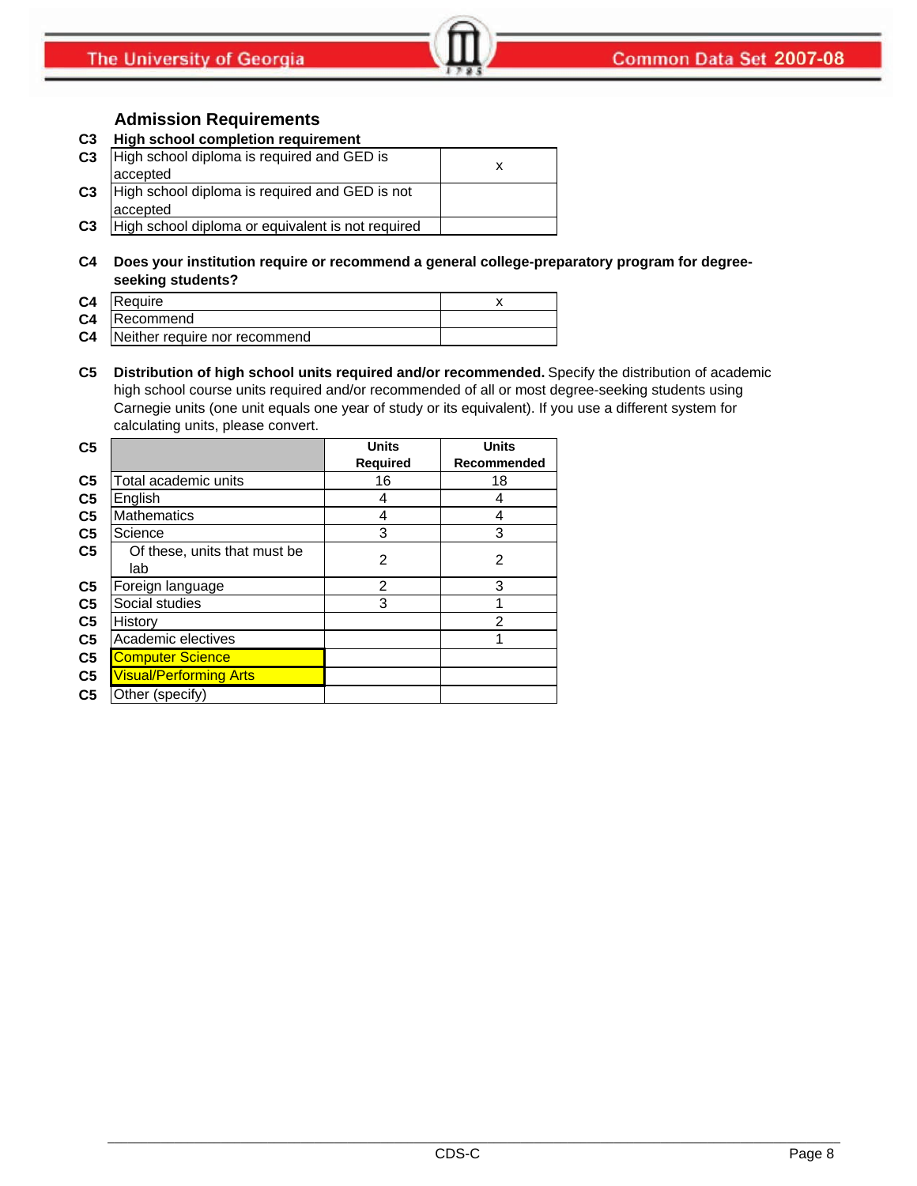## Admission Requirements

**C3 High school completion requirement**

| | |
|---|---|
| C3 High school diploma is required and GED is accepted | x |
| C3 High school diploma is required and GED is not accepted | |
| C3 High school diploma or equivalent is not required | |

**C4 Does your institution require or recommend a general college-preparatory program for degree-seeking students?**

| | |
|---|---|
| C4 Require | x |
| C4 Recommend | |
| C4 Neither require nor recommend | |

**C5 Distribution of high school units required and/or recommended.** Specify the distribution of academic high school course units required and/or recommended of all or most degree-seeking students using Carnegie units (one unit equals one year of study or its equivalent). If you use a different system for calculating units, please convert.

| C5 | | Units Required | Units Recommended |
|---|---|---|---|
| C5 | Total academic units | 16 | 18 |
| C5 | English | 4 | 4 |
| C5 | Mathematics | 4 | 4 |
| C5 | Science | 3 | 3 |
| C5 | Of these, units that must be lab | 2 | 2 |
| C5 | Foreign language | 2 | 3 |
| C5 | Social studies | 3 | 1 |
| C5 | History | | 2 |
| C5 | Academic electives | | 1 |
| C5 | Computer Science | | |
| C5 | Visual/Performing Arts | | |
| C5 | Other (specify) | | |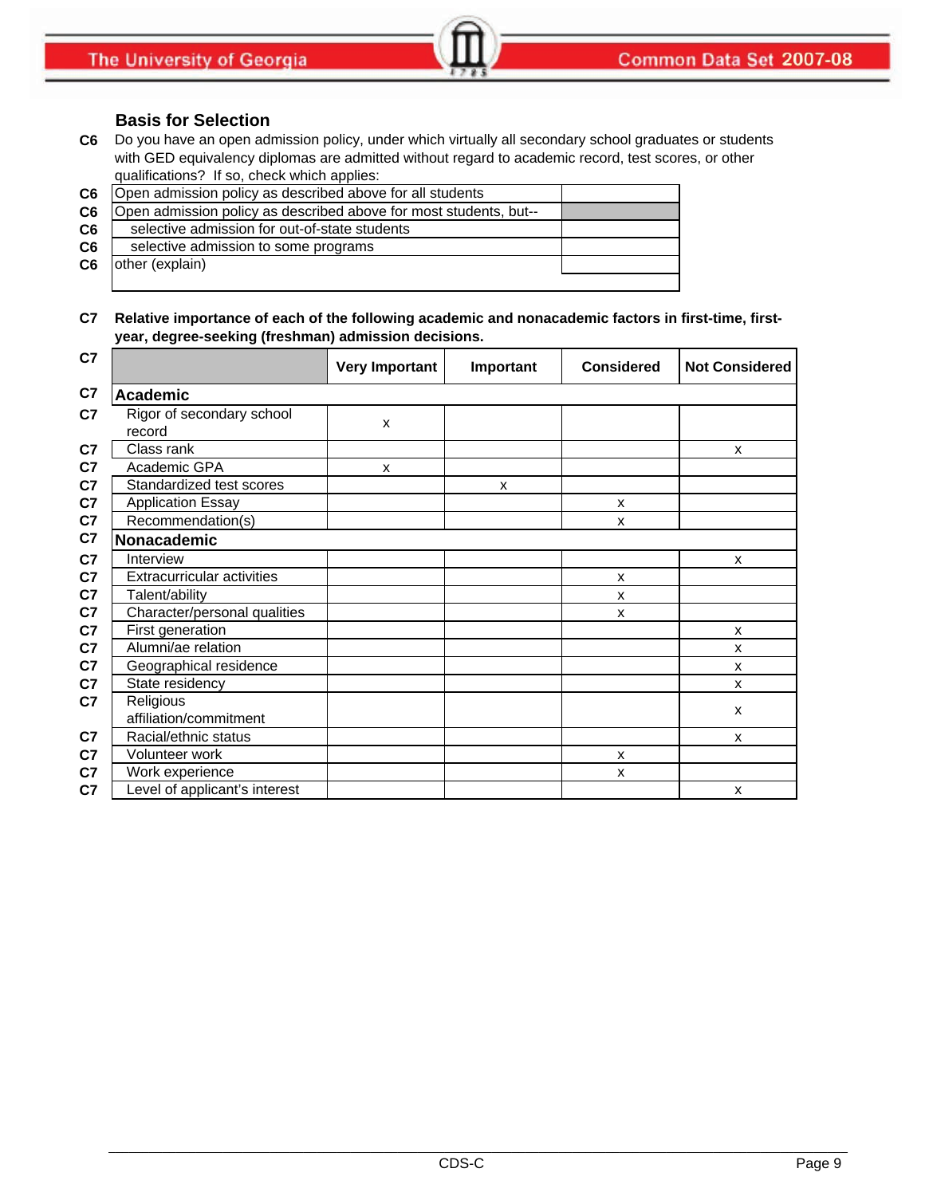## Basis for Selection

**C6** Do you have an open admission policy, under which virtually all secondary school graduates or students with GED equivalency diplomas are admitted without regard to academic record, test scores, or other qualifications? If so, check which applies:

| | | |
|---|---|---|
| C6 | Open admission policy as described above for all students | |
| C6 | Open admission policy as described above for most students, but-- | |
| C6 | selective admission for out-of-state students | |
| C6 | selective admission to some programs | |
| C6 | other (explain) | |

**C7 Relative importance of each of the following academic and nonacademic factors in first-time, first-year, degree-seeking (freshman) admission decisions.**

| | | Very Important | Important | Considered | Not Considered |
|---|---|---|---|---|---|
| C7 | **Academic** | | | | |
| C7 | Rigor of secondary school record | x | | | |
| C7 | Class rank | | | | x |
| C7 | Academic GPA | x | | | |
| C7 | Standardized test scores | | x | | |
| C7 | Application Essay | | | x | |
| C7 | Recommendation(s) | | | x | |
| C7 | **Nonacademic** | | | | |
| C7 | Interview | | | | x |
| C7 | Extracurricular activities | | | x | |
| C7 | Talent/ability | | | x | |
| C7 | Character/personal qualities | | | x | |
| C7 | First generation | | | | x |
| C7 | Alumni/ae relation | | | | x |
| C7 | Geographical residence | | | | x |
| C7 | State residency | | | | x |
| C7 | Religious affiliation/commitment | | | | x |
| C7 | Racial/ethnic status | | | | x |
| C7 | Volunteer work | | | x | |
| C7 | Work experience | | | x | |
| C7 | Level of applicant's interest | | | | x |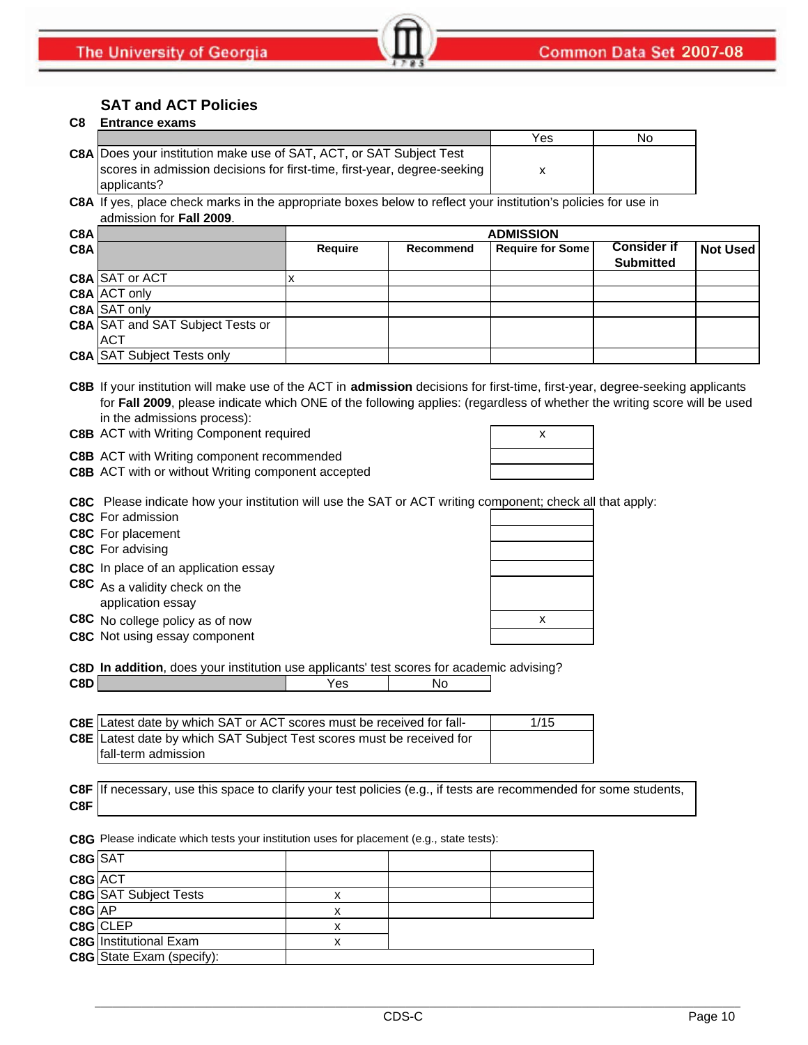## SAT and ACT Policies

**C8** **Entrance exams**

| | | Yes | No |
|---|---|---|---|
| **C8A** | Does your institution make use of SAT, ACT, or SAT Subject Test scores in admission decisions for first-time, first-year, degree-seeking applicants? | x | |

**C8A** If yes, place check marks in the appropriate boxes below to reflect your institution's policies for use in admission for **Fall 2009**.

| **C8A** | | **ADMISSION** | | | | |
|---|---|---|---|---|---|---|
| **C8A** | | **Require** | **Recommend** | **Require for Some** | **Consider if Submitted** | **Not Used** |
| **C8A** | SAT or ACT | x | | | | |
| **C8A** | ACT only | | | | | |
| **C8A** | SAT only | | | | | |
| **C8A** | SAT and SAT Subject Tests or ACT | | | | | |
| **C8A** | SAT Subject Tests only | | | | | |

**C8B** If your institution will make use of the ACT in **admission** decisions for first-time, first-year, degree-seeking applicants for **Fall 2009**, please indicate which ONE of the following applies: (regardless of whether the writing score will be used in the admissions process):

| | | |
|---|---|---|
| **C8B** | ACT with Writing Component required | x |
| **C8B** | ACT with Writing component recommended | |
| **C8B** | ACT with or without Writing component accepted | |

**C8C** Please indicate how your institution will use the SAT or ACT writing component; check all that apply:

| | | |
|---|---|---|
| **C8C** | For admission | |
| **C8C** | For placement | |
| **C8C** | For advising | |
| **C8C** | In place of an application essay | |
| **C8C** | As a validity check on the application essay | |
| **C8C** | No college policy as of now | x |
| **C8C** | Not using essay component | |

**C8D** **In addition**, does your institution use applicants' test scores for academic advising?

| **C8D** | | Yes | No |
|---|---|---|---|

| | | |
|---|---|---|
| **C8E** | Latest date by which SAT or ACT scores must be received for fall- | 1/15 |
| **C8E** | Latest date by which SAT Subject Test scores must be received for fall-term admission | |

| | |
|---|---|
| **C8F** | If necessary, use this space to clarify your test policies (e.g., if tests are recommended for some students, |
| **C8F** | |

**C8G** Please indicate which tests your institution uses for placement (e.g., state tests):

| | | | | |
|---|---|---|---|---|
| **C8G** | SAT | | | |
| **C8G** | ACT | | | |
| **C8G** | SAT Subject Tests | x | | |
| **C8G** | AP | x | | |
| **C8G** | CLEP | x | | |
| **C8G** | Institutional Exam | x | | |
| **C8G** | State Exam (specify): | | | |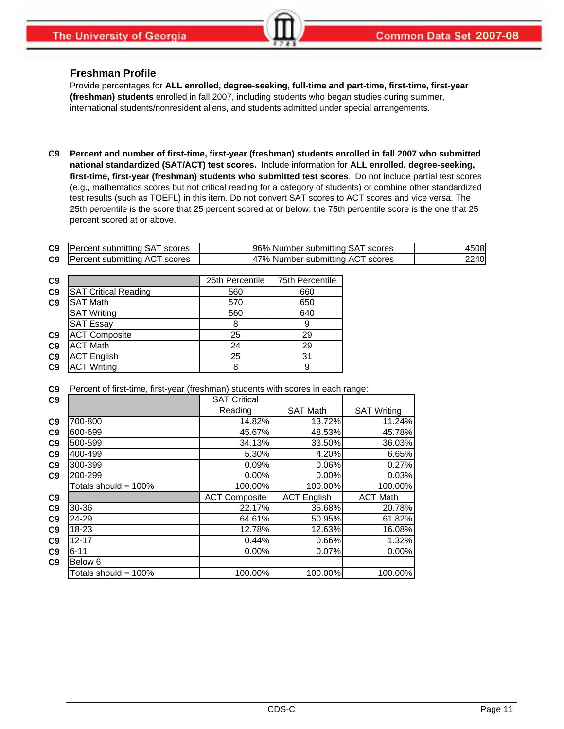## Freshman Profile

Provide percentages for **ALL enrolled, degree-seeking, full-time and part-time, first-time, first-year (freshman) students** enrolled in fall 2007, including students who began studies during summer, international students/nonresident aliens, and students admitted under special arrangements.

**C9 Percent and number of first-time, first-year (freshman) students enrolled in fall 2007 who submitted national standardized (SAT/ACT) test scores.** Include information for **ALL enrolled, degree-seeking, first-time, first-year (freshman) students who submitted test scores**. Do not include partial test scores (e.g., mathematics scores but not critical reading for a category of students) or combine other standardized test results (such as TOEFL) in this item. Do not convert SAT scores to ACT scores and vice versa. The 25th percentile is the score that 25 percent scored at or below; the 75th percentile score is the one that 25 percent scored at or above.

| | | | | |
|---|---|---|---|---|
| C9 | Percent submitting SAT scores | 96% | Number submitting SAT scores | 4508 |
| C9 | Percent submitting ACT scores | 47% | Number submitting ACT scores | 2240 |

| | | 25th Percentile | 75th Percentile |
|---|---|---|---|
| C9 | SAT Critical Reading | 560 | 660 |
| C9 | SAT Math | 570 | 650 |
| | SAT Writing | 560 | 640 |
| | SAT Essay | 8 | 9 |
| C9 | ACT Composite | 25 | 29 |
| C9 | ACT Math | 24 | 29 |
| C9 | ACT English | 25 | 31 |
| C9 | ACT Writing | 8 | 9 |

C9 Percent of first-time, first-year (freshman) students with scores in each range:

| | | SAT Critical Reading | SAT Math | SAT Writing |
|---|---|---|---|---|
| C9 | 700-800 | 14.82% | 13.72% | 11.24% |
| C9 | 600-699 | 45.67% | 48.53% | 45.78% |
| C9 | 500-599 | 34.13% | 33.50% | 36.03% |
| C9 | 400-499 | 5.30% | 4.20% | 6.65% |
| C9 | 300-399 | 0.09% | 0.06% | 0.27% |
| C9 | 200-299 | 0.00% | 0.00% | 0.03% |
| | Totals should = 100% | 100.00% | 100.00% | 100.00% |
| C9 | | ACT Composite | ACT English | ACT Math |
| C9 | 30-36 | 22.17% | 35.68% | 20.78% |
| C9 | 24-29 | 64.61% | 50.95% | 61.82% |
| C9 | 18-23 | 12.78% | 12.63% | 16.08% |
| C9 | 12-17 | 0.44% | 0.66% | 1.32% |
| C9 | 6-11 | 0.00% | 0.07% | 0.00% |
| C9 | Below 6 | | | |
| | Totals should = 100% | 100.00% | 100.00% | 100.00% |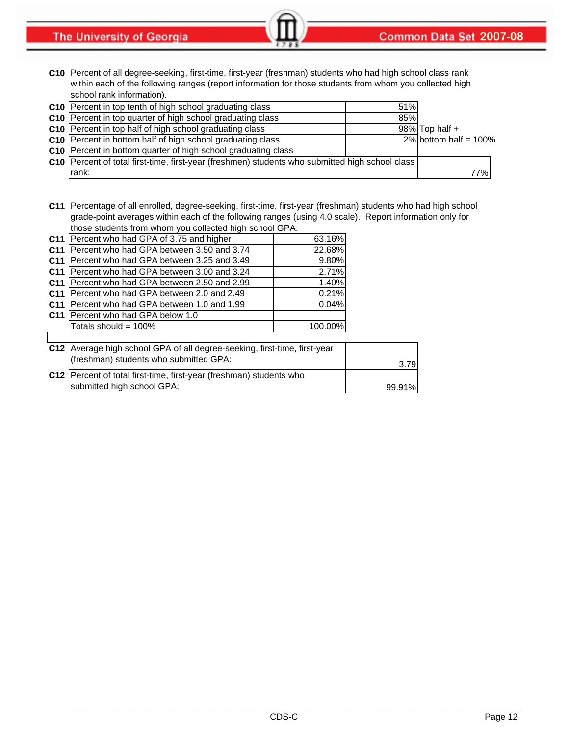**C10** Percent of all degree-seeking, first-time, first-year (freshman) students who had high school class rank within each of the following ranges (report information for those students from whom you collected high school rank information).

| | | | |
|---|---|---|---|
| **C10** | Percent in top tenth of high school graduating class | 51% | |
| **C10** | Percent in top quarter of high school graduating class | 85% | |
| **C10** | Percent in top half of high school graduating class | 98% | Top half + |
| **C10** | Percent in bottom half of high school graduating class | 2% | bottom half = 100% |
| **C10** | Percent in bottom quarter of high school graduating class | | |
| **C10** | Percent of total first-time, first-year (freshmen) students who submitted high school class rank: | | 77% |

**C11** Percentage of all enrolled, degree-seeking, first-time, first-year (freshman) students who had high school grade-point averages within each of the following ranges (using 4.0 scale). Report information only for those students from whom you collected high school GPA.

| | | |
|---|---|---|
| **C11** | Percent who had GPA of 3.75 and higher | 63.16% |
| **C11** | Percent who had GPA between 3.50 and 3.74 | 22.68% |
| **C11** | Percent who had GPA between 3.25 and 3.49 | 9.80% |
| **C11** | Percent who had GPA between 3.00 and 3.24 | 2.71% |
| **C11** | Percent who had GPA between 2.50 and 2.99 | 1.40% |
| **C11** | Percent who had GPA between 2.0 and 2.49 | 0.21% |
| **C11** | Percent who had GPA between 1.0 and 1.99 | 0.04% |
| **C11** | Percent who had GPA below 1.0 | |
| | Totals should = 100% | 100.00% |

| | | |
|---|---|---|
| **C12** | Average high school GPA of all degree-seeking, first-time, first-year (freshman) students who submitted GPA: | 3.79 |
| **C12** | Percent of total first-time, first-year (freshman) students who submitted high school GPA: | 99.91% |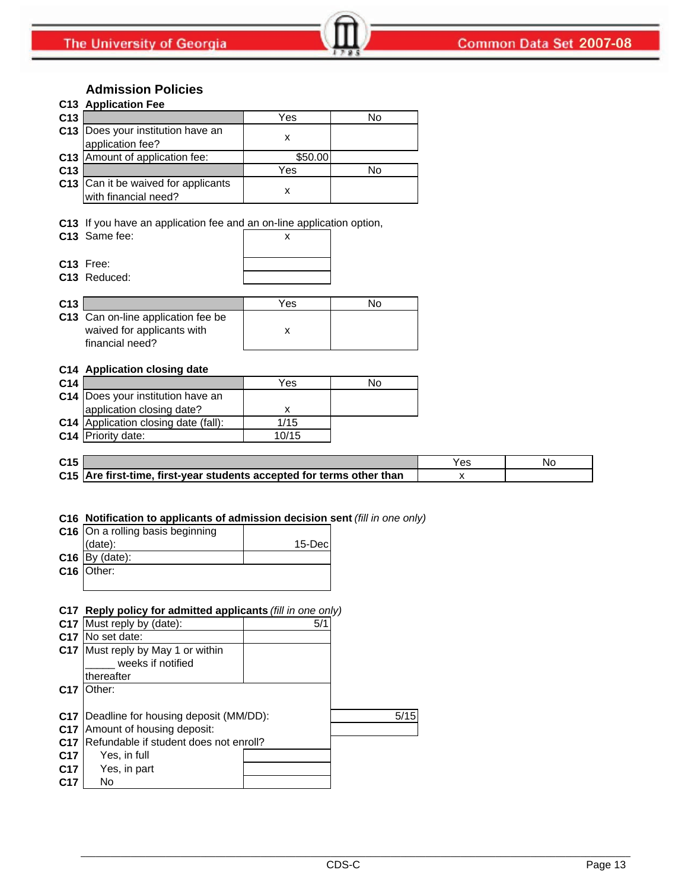## Admission Policies

### C13 Application Fee

| C13 | | Yes | No |
|---|---|---|---|
| C13 | Does your institution have an application fee? | x | |
| C13 | Amount of application fee: | $50.00 | |
| C13 | | Yes | No |
| C13 | Can it be waived for applicants with financial need? | x | |

C13 If you have an application fee and an on-line application option,

| | | |
|---|---|---|
| C13 | Same fee: | x |
| C13 | Free: | |
| C13 | Reduced: | |

| C13 | | Yes | No |
|---|---|---|---|
| C13 | Can on-line application fee be waived for applicants with financial need? | x | |

### C14 Application closing date

| C14 | | Yes | No |
|---|---|---|---|
| C14 | Does your institution have an application closing date? | x | |
| C14 | Application closing date (fall): | 1/15 | |
| C14 | Priority date: | 10/15 | |

| C15 | | Yes | No |
|---|---|---|---|
| C15 | **Are first-time, first-year students accepted for terms other than** | x | |

### C16 Notification to applicants of admission decision sent *(fill in one only)*

| | | |
|---|---|---|
| C16 | On a rolling basis beginning (date): | 15-Dec |
| C16 | By (date): | |
| C16 | Other: | |

### C17 Reply policy for admitted applicants *(fill in one only)*

| | | |
|---|---|---|
| C17 | Must reply by (date): | 5/1 |
| C17 | No set date: | |
| C17 | Must reply by May 1 or within _____ weeks if notified thereafter | |
| C17 | Other: | |

| | | |
|---|---|---|
| C17 | Deadline for housing deposit (MM/DD): | 5/15 |
| C17 | Amount of housing deposit: | |
| C17 | Refundable if student does not enroll? | |
| C17 | Yes, in full | |
| C17 | Yes, in part | |
| C17 | No | |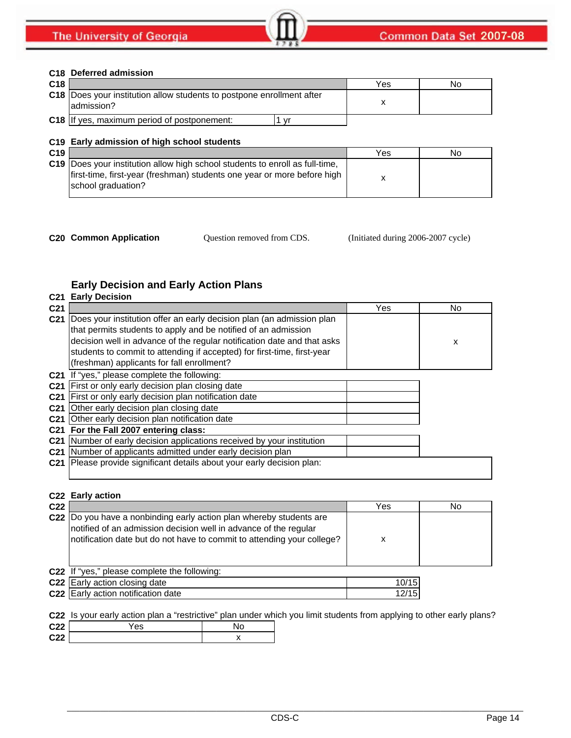**C18 Deferred admission**

| C18 | | Yes | No |
|---|---|---|---|
| C18 | Does your institution allow students to postpone enrollment after admission? | x | |
| C18 | If yes, maximum period of postponement: | 1 yr | |

**C19 Early admission of high school students**

| C19 | | Yes | No |
|---|---|---|---|
| C19 | Does your institution allow high school students to enroll as full-time, first-time, first-year (freshman) students one year or more before high school graduation? | x | |

**C20 Common Application** Question removed from CDS. (Initiated during 2006-2007 cycle)

## Early Decision and Early Action Plans

**C21 Early Decision**

| C21 | | Yes | No |
|---|---|---|---|
| C21 | Does your institution offer an early decision plan (an admission plan that permits students to apply and be notified of an admission decision well in advance of the regular notification date and that asks students to commit to attending if accepted) for first-time, first-year (freshman) applicants for fall enrollment? | | x |

C21 If "yes," please complete the following:

| C21 | | |
|---|---|---|
| C21 | First or only early decision plan closing date | |
| C21 | First or only early decision plan notification date | |
| C21 | Other early decision plan closing date | |
| C21 | Other early decision plan notification date | |

C21 **For the Fall 2007 entering class:**

| C21 | | |
|---|---|---|
| C21 | Number of early decision applications received by your institution | |
| C21 | Number of applicants admitted under early decision plan | |
| C21 | Please provide significant details about your early decision plan: | |

**C22 Early action**

| C22 | | Yes | No |
|---|---|---|---|
| C22 | Do you have a nonbinding early action plan whereby students are notified of an admission decision well in advance of the regular notification date but do not have to commit to attending your college? | x | |

C22 If "yes," please complete the following:

| C22 | | |
|---|---|---|
| C22 | Early action closing date | 10/15 |
| C22 | Early action notification date | 12/15 |

C22 Is your early action plan a "restrictive" plan under which you limit students from applying to other early plans?

| C22 | Yes | No |
|---|---|---|
| C22 | | x |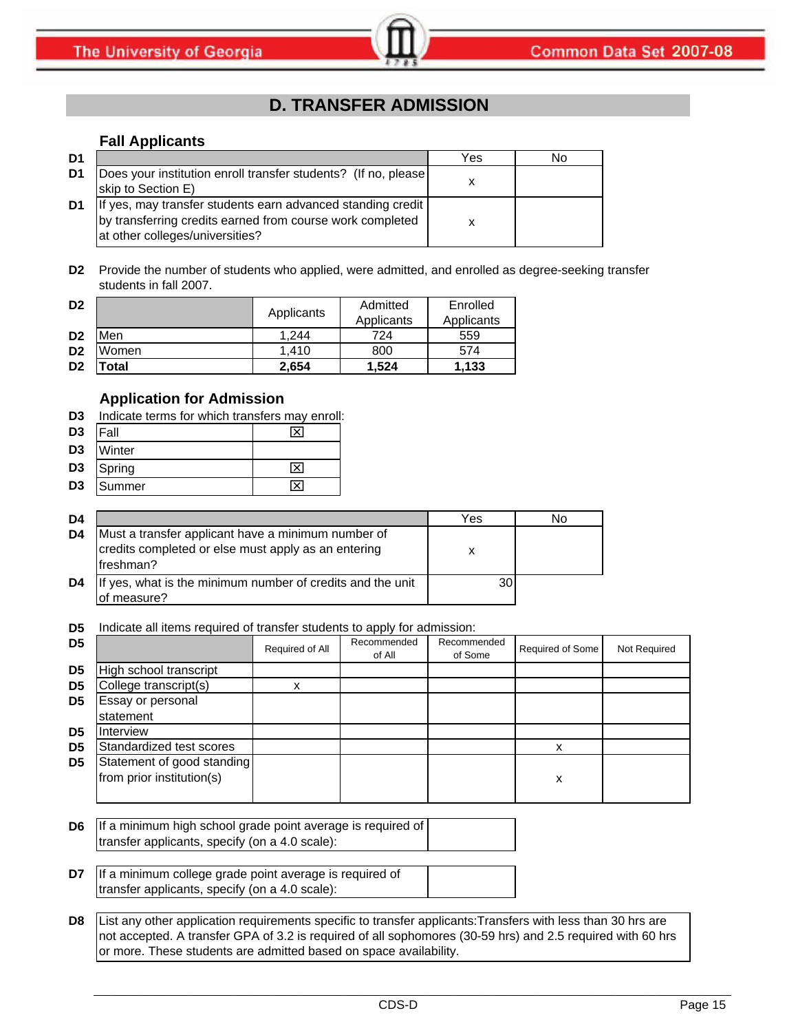# D. TRANSFER ADMISSION

### Fall Applicants

| D1 | | Yes | No |
|---|---|---|---|
| D1 | Does your institution enroll transfer students? (If no, please skip to Section E) | x | |
| D1 | If yes, may transfer students earn advanced standing credit by transferring credits earned from course work completed at other colleges/universities? | x | |

**D2** Provide the number of students who applied, were admitted, and enrolled as degree-seeking transfer students in fall 2007.

| D2 | | Applicants | Admitted Applicants | Enrolled Applicants |
|---|---|---|---|---|
| D2 | Men | 1,244 | 724 | 559 |
| D2 | Women | 1,410 | 800 | 574 |
| D2 | **Total** | **2,654** | **1,524** | **1,133** |

### Application for Admission

**D3** Indicate terms for which transfers may enroll:

| D3 | Term | |
|---|---|---|
| D3 | Fall | ☒ |
| D3 | Winter | |
| D3 | Spring | ☒ |
| D3 | Summer | ☒ |

| D4 | | Yes | No |
|---|---|---|---|
| D4 | Must a transfer applicant have a minimum number of credits completed or else must apply as an entering freshman? | x | |
| D4 | If yes, what is the minimum number of credits and the unit of measure? | 30 | |

**D5** Indicate all items required of transfer students to apply for admission:

| D5 | | Required of All | Recommended of All | Recommended of Some | Required of Some | Not Required |
|---|---|---|---|---|---|---|
| D5 | High school transcript | | | | | |
| D5 | College transcript(s) | x | | | | |
| D5 | Essay or personal statement | | | | | |
| D5 | Interview | | | | | |
| D5 | Standardized test scores | | | | x | |
| D5 | Statement of good standing from prior institution(s) | | | | x | |

| D6 | | |
|---|---|---|
| D6 | If a minimum high school grade point average is required of transfer applicants, specify (on a 4.0 scale): | |

| D7 | | |
|---|---|---|
| D7 | If a minimum college grade point average is required of transfer applicants, specify (on a 4.0 scale): | |

**D8** List any other application requirements specific to transfer applicants: Transfers with less than 30 hrs are not accepted. A transfer GPA of 3.2 is required of all sophomores (30-59 hrs) and 2.5 required with 60 hrs or more. These students are admitted based on space availability.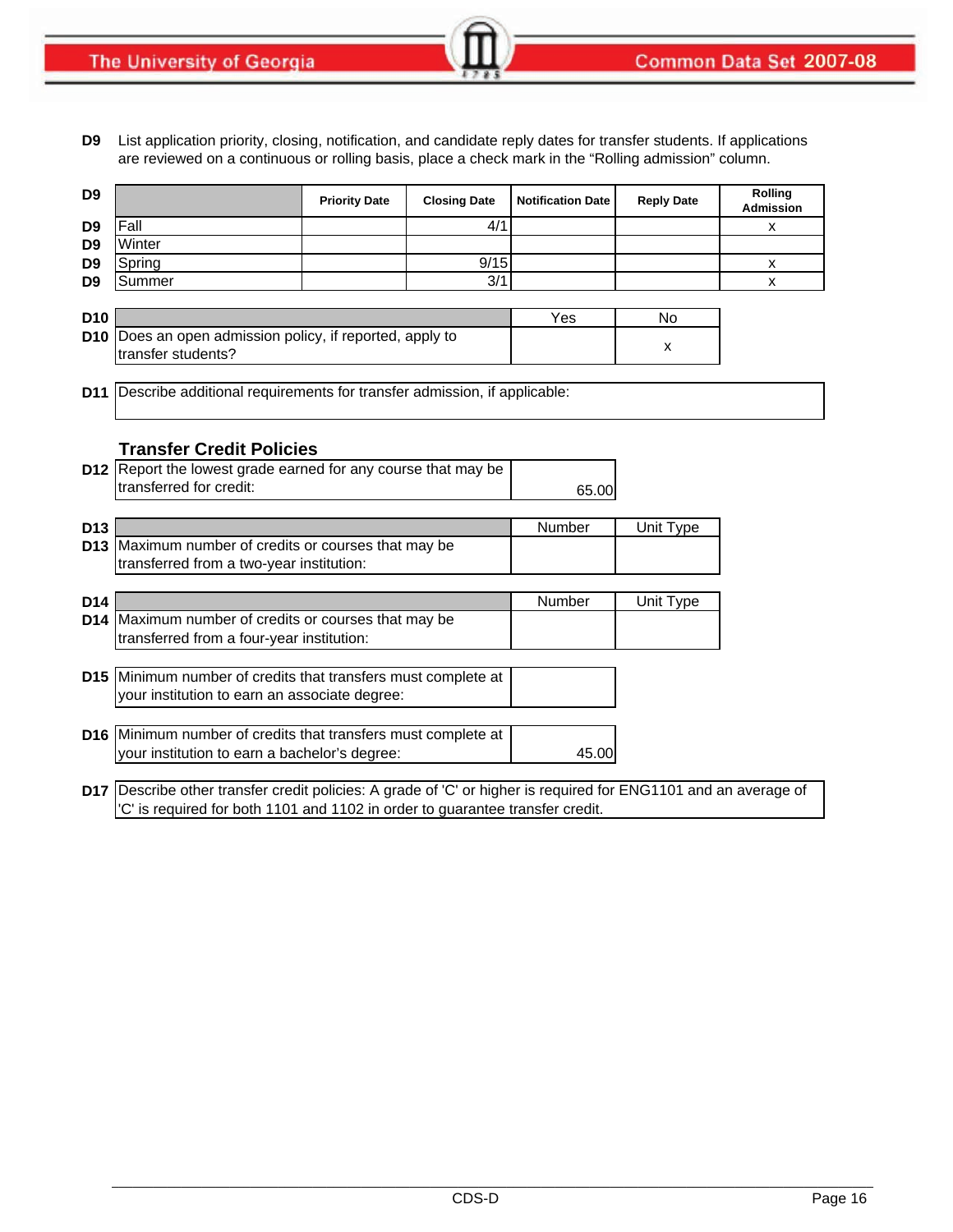**D9** List application priority, closing, notification, and candidate reply dates for transfer students. If applications are reviewed on a continuous or rolling basis, place a check mark in the "Rolling admission" column.

| | | Priority Date | Closing Date | Notification Date | Reply Date | Rolling Admission |
|---|---|---|---|---|---|---|
| D9 | Fall | | 4/1 | | | x |
| D9 | Winter | | | | | |
| D9 | Spring | | 9/15 | | | x |
| D9 | Summer | | 3/1 | | | x |

| | | Yes | No |
|---|---|---|---|
| D10 | Does an open admission policy, if reported, apply to transfer students? | | x |

**D11** Describe additional requirements for transfer admission, if applicable:

### Transfer Credit Policies

| | | |
|---|---|---|
| D12 | Report the lowest grade earned for any course that may be transferred for credit: | 65.00 |

| | | Number | Unit Type |
|---|---|---|---|
| D13 | Maximum number of credits or courses that may be transferred from a two-year institution: | | |

| | | Number | Unit Type |
|---|---|---|---|
| D14 | Maximum number of credits or courses that may be transferred from a four-year institution: | | |

| | | |
|---|---|---|
| D15 | Minimum number of credits that transfers must complete at your institution to earn an associate degree: | |

| | | |
|---|---|---|
| D16 | Minimum number of credits that transfers must complete at your institution to earn a bachelor's degree: | 45.00 |

**D17** Describe other transfer credit policies: A grade of 'C' or higher is required for ENG1101 and an average of 'C' is required for both 1101 and 1102 in order to guarantee transfer credit.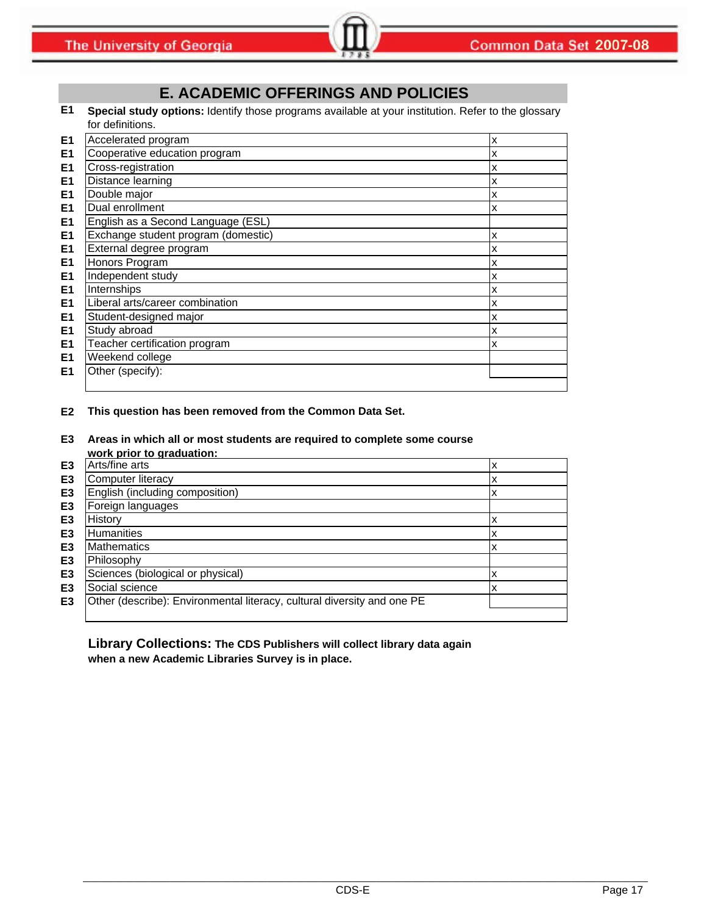## E. ACADEMIC OFFERINGS AND POLICIES

**E1** **Special study options:** Identify those programs available at your institution. Refer to the glossary for definitions.

| | | |
|---|---|---|
| E1 | Accelerated program | x |
| E1 | Cooperative education program | x |
| E1 | Cross-registration | x |
| E1 | Distance learning | x |
| E1 | Double major | x |
| E1 | Dual enrollment | x |
| E1 | English as a Second Language (ESL) | |
| E1 | Exchange student program (domestic) | x |
| E1 | External degree program | x |
| E1 | Honors Program | x |
| E1 | Independent study | x |
| E1 | Internships | x |
| E1 | Liberal arts/career combination | x |
| E1 | Student-designed major | x |
| E1 | Study abroad | x |
| E1 | Teacher certification program | x |
| E1 | Weekend college | |
| E1 | Other (specify): | |

**E2** **This question has been removed from the Common Data Set.**

**E3** **Areas in which all or most students are required to complete some course work prior to graduation:**

| | | |
|---|---|---|
| E3 | Arts/fine arts | x |
| E3 | Computer literacy | x |
| E3 | English (including composition) | x |
| E3 | Foreign languages | |
| E3 | History | x |
| E3 | Humanities | x |
| E3 | Mathematics | x |
| E3 | Philosophy | |
| E3 | Sciences (biological or physical) | x |
| E3 | Social science | x |
| E3 | Other (describe): Environmental literacy, cultural diversity and one PE | |

**Library Collections:** **The CDS Publishers will collect library data again when a new Academic Libraries Survey is in place.**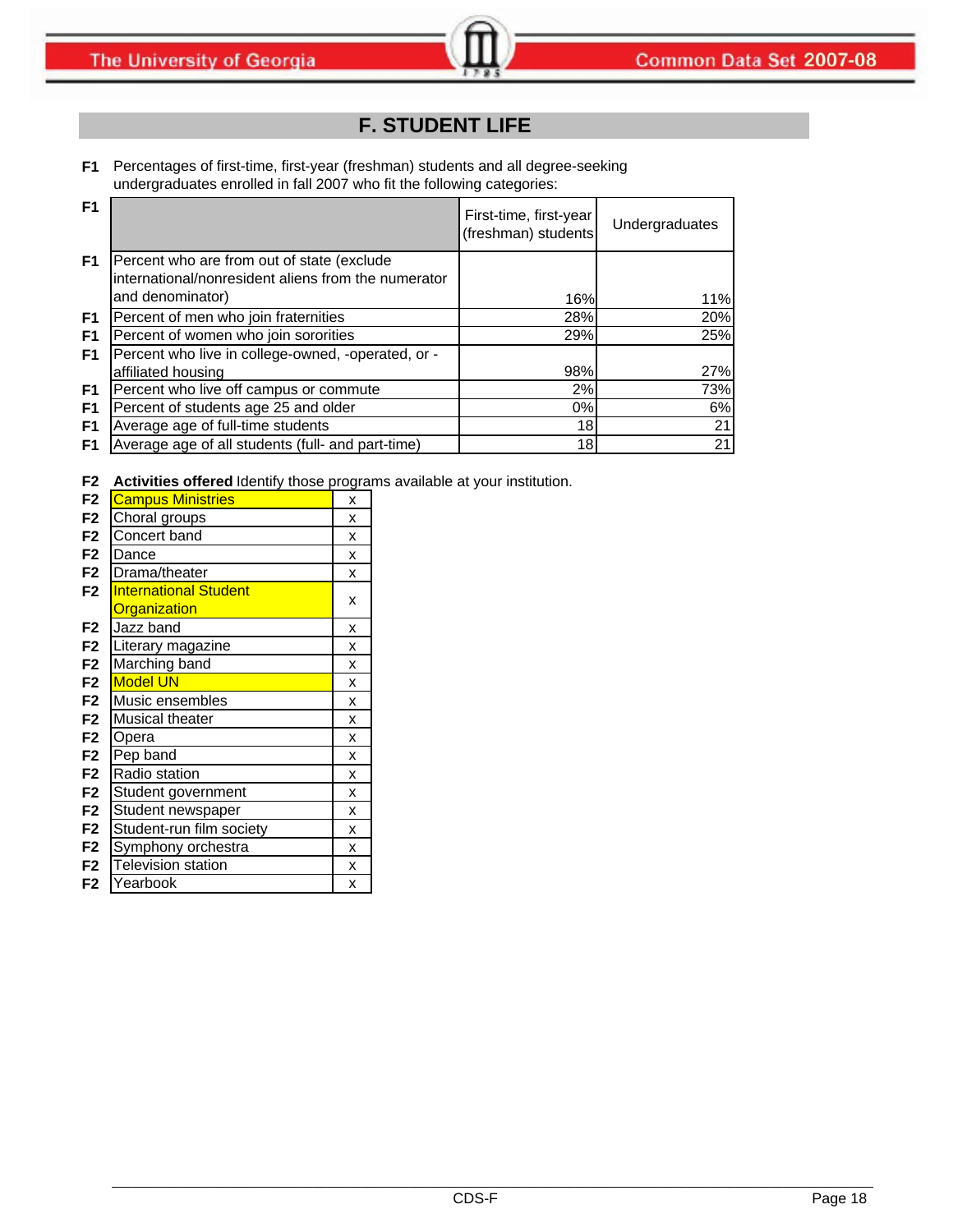# F. STUDENT LIFE

**F1** Percentages of first-time, first-year (freshman) students and all degree-seeking undergraduates enrolled in fall 2007 who fit the following categories:

| | | First-time, first-year (freshman) students | Undergraduates |
|---|---|---|---|
| F1 | Percent who are from out of state (exclude international/nonresident aliens from the numerator and denominator) | 16% | 11% |
| F1 | Percent of men who join fraternities | 28% | 20% |
| F1 | Percent of women who join sororities | 29% | 25% |
| F1 | Percent who live in college-owned, -operated, or -affiliated housing | 98% | 27% |
| F1 | Percent who live off campus or commute | 2% | 73% |
| F1 | Percent of students age 25 and older | 0% | 6% |
| F1 | Average age of full-time students | 18 | 21 |
| F1 | Average age of all students (full- and part-time) | 18 | 21 |

**F2** **Activities offered** Identify those programs available at your institution.

| | Activity | |
|---|---|---|
| F2 | Campus Ministries | x |
| F2 | Choral groups | x |
| F2 | Concert band | x |
| F2 | Dance | x |
| F2 | Drama/theater | x |
| F2 | International Student Organization | x |
| F2 | Jazz band | x |
| F2 | Literary magazine | x |
| F2 | Marching band | x |
| F2 | Model UN | x |
| F2 | Music ensembles | x |
| F2 | Musical theater | x |
| F2 | Opera | x |
| F2 | Pep band | x |
| F2 | Radio station | x |
| F2 | Student government | x |
| F2 | Student newspaper | x |
| F2 | Student-run film society | x |
| F2 | Symphony orchestra | x |
| F2 | Television station | x |
| F2 | Yearbook | x |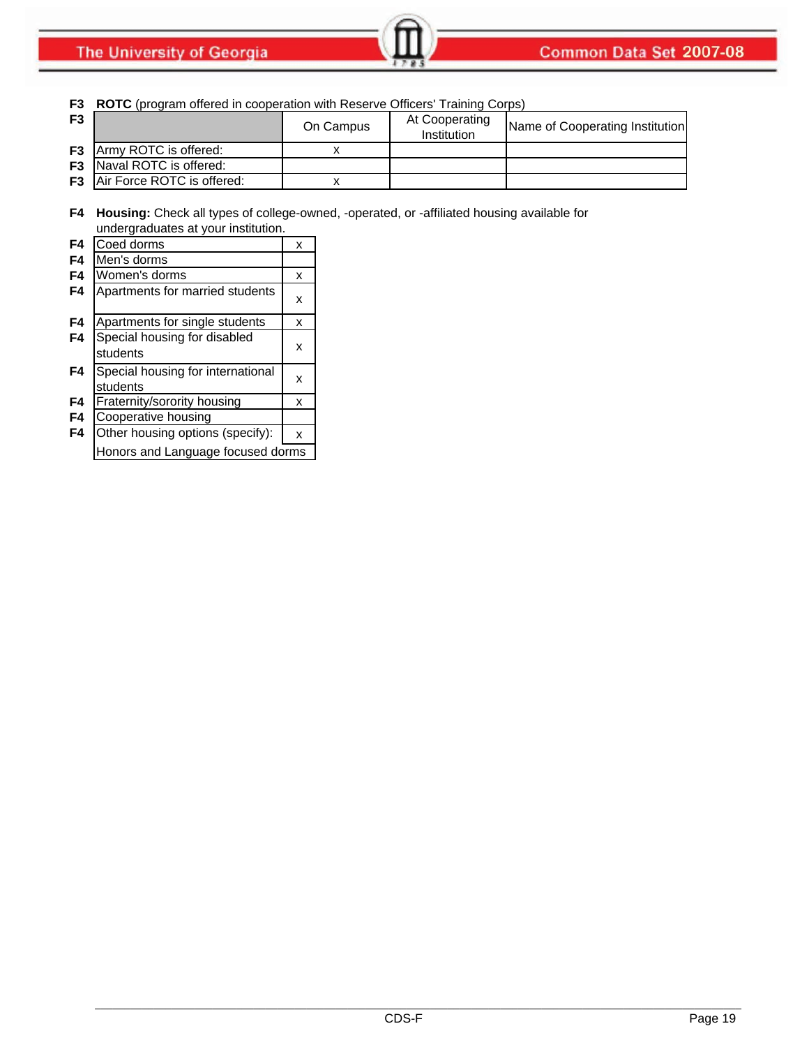**F3 ROTC** (program offered in cooperation with Reserve Officers' Training Corps)

| F3 | | On Campus | At Cooperating Institution | Name of Cooperating Institution |
|---|---|---|---|---|
| F3 | Army ROTC is offered: | x | | |
| F3 | Naval ROTC is offered: | | | |
| F3 | Air Force ROTC is offered: | x | | |

**F4 Housing:** Check all types of college-owned, -operated, or -affiliated housing available for undergraduates at your institution.

| | | |
|---|---|---|
| F4 | Coed dorms | x |
| F4 | Men's dorms | |
| F4 | Women's dorms | x |
| F4 | Apartments for married students | x |
| F4 | Apartments for single students | x |
| F4 | Special housing for disabled students | x |
| F4 | Special housing for international students | x |
| F4 | Fraternity/sorority housing | x |
| F4 | Cooperative housing | |
| F4 | Other housing options (specify): | x |
| | Honors and Language focused dorms | |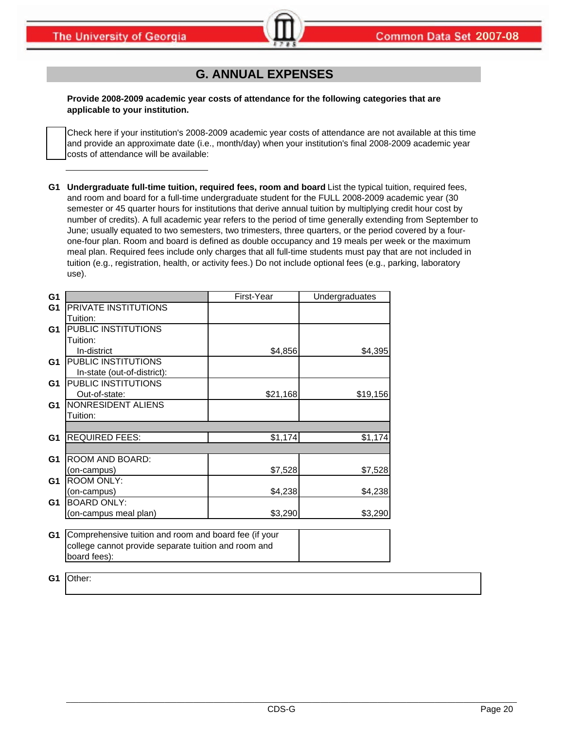# G. ANNUAL EXPENSES

**Provide 2008-2009 academic year costs of attendance for the following categories that are applicable to your institution.**

☐ Check here if your institution's 2008-2009 academic year costs of attendance are not available at this time and provide an approximate date (i.e., month/day) when your institution's final 2008-2009 academic year costs of attendance will be available:

______________________________

**G1 Undergraduate full-time tuition, required fees, room and board** List the typical tuition, required fees, and room and board for a full-time undergraduate student for the FULL 2008-2009 academic year (30 semester or 45 quarter hours for institutions that derive annual tuition by multiplying credit hour cost by number of credits). A full academic year refers to the period of time generally extending from September to June; usually equated to two semesters, two trimesters, three quarters, or the period covered by a four-one-four plan. Room and board is defined as double occupancy and 19 meals per week or the maximum meal plan. Required fees include only charges that all full-time students must pay that are not included in tuition (e.g., registration, health, or activity fees.) Do not include optional fees (e.g., parking, laboratory use).

| | | First-Year | Undergraduates |
|---|---|---|---|
| G1 | PRIVATE INSTITUTIONS Tuition: | | |
| G1 | PUBLIC INSTITUTIONS Tuition: In-district | $4,856 | $4,395 |
| G1 | PUBLIC INSTITUTIONS In-state (out-of-district): | | |
| G1 | PUBLIC INSTITUTIONS Out-of-state: | $21,168 | $19,156 |
| G1 | NONRESIDENT ALIENS Tuition: | | |
| G1 | REQUIRED FEES: | $1,174 | $1,174 |
| G1 | ROOM AND BOARD: (on-campus) | $7,528 | $7,528 |
| G1 | ROOM ONLY: (on-campus) | $4,238 | $4,238 |
| G1 | BOARD ONLY: (on-campus meal plan) | $3,290 | $3,290 |

| | | |
|---|---|---|
| G1 | Comprehensive tuition and room and board fee (if your college cannot provide separate tuition and room and board fees): | |

| | |
|---|---|
| G1 | Other: |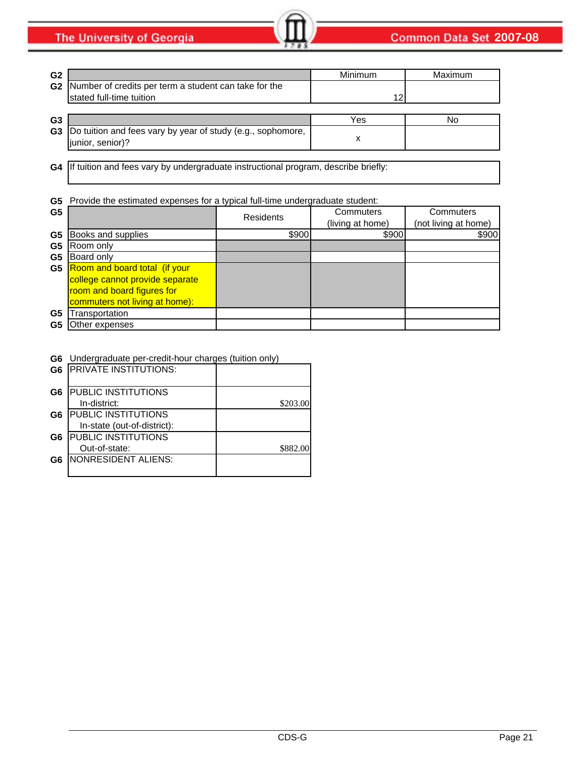| G2 | | Minimum | Maximum |
|---|---|---|---|
| G2 | Number of credits per term a student can take for the stated full-time tuition | 12 | |

| G3 | | Yes | No |
|---|---|---|---|
| G3 | Do tuition and fees vary by year of study (e.g., sophomore, junior, senior)? | x | |

| G4 | If tuition and fees vary by undergraduate instructional program, describe briefly: |
|---|---|
| | |

**G5** Provide the estimated expenses for a typical full-time undergraduate student:

| G5 | | Residents | Commuters (living at home) | Commuters (not living at home) |
|---|---|---|---|---|
| G5 | Books and supplies | $900 | $900 | $900 |
| G5 | Room only | | | |
| G5 | Board only | | | |
| G5 | Room and board total (if your college cannot provide separate room and board figures for commuters not living at home): | | | |
| G5 | Transportation | | | |
| G5 | Other expenses | | | |

**G6** Undergraduate per-credit-hour charges (tuition only)

| G6 | | |
|---|---|---|
| G6 | PRIVATE INSTITUTIONS: | |
| G6 | PUBLIC INSTITUTIONS In-district: | $203.00 |
| G6 | PUBLIC INSTITUTIONS In-state (out-of-district): | |
| G6 | PUBLIC INSTITUTIONS Out-of-state: | $882.00 |
| G6 | NONRESIDENT ALIENS: | |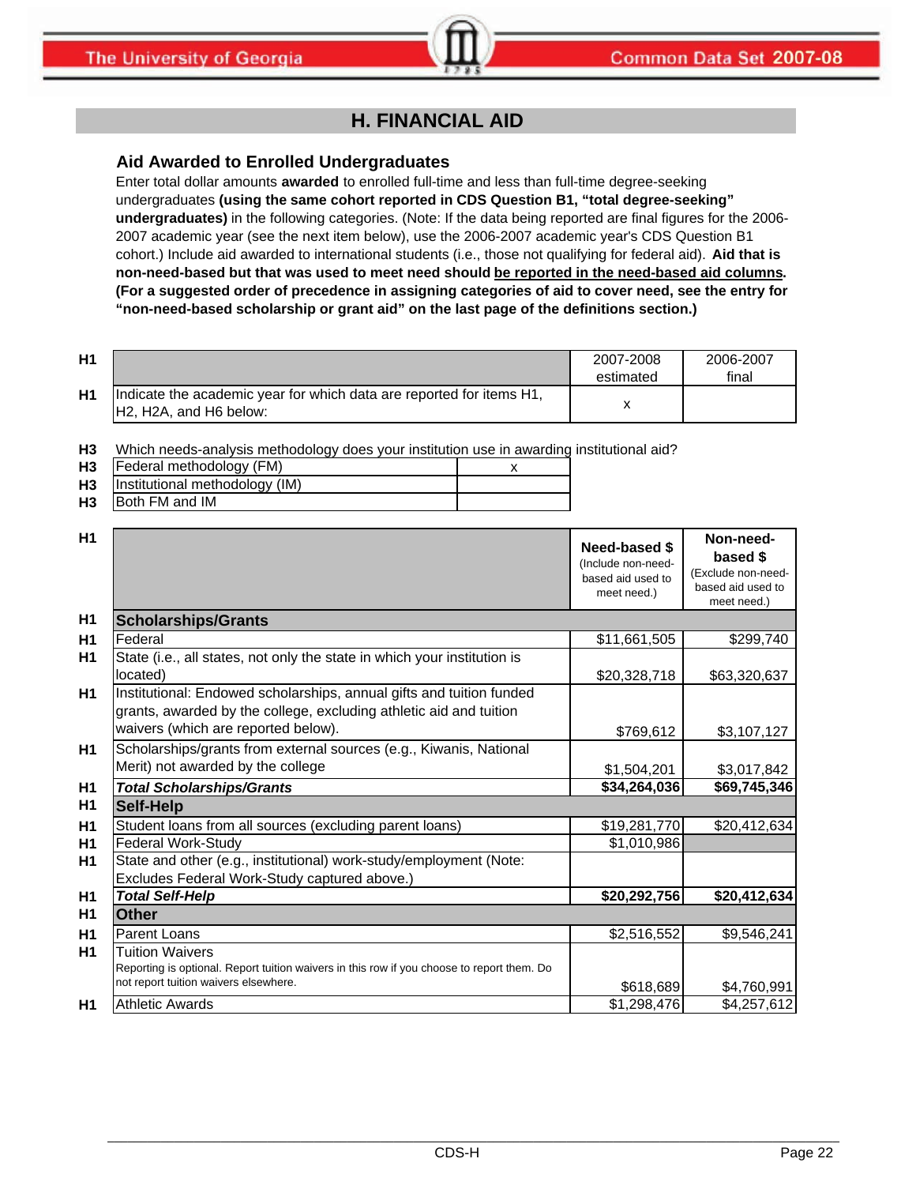## H. FINANCIAL AID

### Aid Awarded to Enrolled Undergraduates

Enter total dollar amounts **awarded** to enrolled full-time and less than full-time degree-seeking undergraduates **(using the same cohort reported in CDS Question B1, "total degree-seeking" undergraduates)** in the following categories. (Note: If the data being reported are final figures for the 2006-2007 academic year (see the next item below), use the 2006-2007 academic year's CDS Question B1 cohort.) Include aid awarded to international students (i.e., those not qualifying for federal aid). **Aid that is non-need-based but that was used to meet need should be reported in the need-based aid columns. (For a suggested order of precedence in assigning categories of aid to cover need, see the entry for "non-need-based scholarship or grant aid" on the last page of the definitions section.)**

| | | 2007-2008 estimated | 2006-2007 final |
|---|---|---|---|
| H1 | Indicate the academic year for which data are reported for items H1, H2, H2A, and H6 below: | x | |

| | Which needs-analysis methodology does your institution use in awarding institutional aid? | |
|---|---|---|
| H3 | Federal methodology (FM) | x |
| H3 | Institutional methodology (IM) | |
| H3 | Both FM and IM | |

| | | Need-based $ (Include non-need-based aid used to meet need.) | Non-need-based $ (Exclude non-need-based aid used to meet need.) |
|---|---|---|---|
| H1 | **Scholarships/Grants** | | |
| H1 | Federal | $11,661,505 | $299,740 |
| H1 | State (i.e., all states, not only the state in which your institution is located) | $20,328,718 | $63,320,637 |
| H1 | Institutional: Endowed scholarships, annual gifts and tuition funded grants, awarded by the college, excluding athletic aid and tuition waivers (which are reported below). | $769,612 | $3,107,127 |
| H1 | Scholarships/grants from external sources (e.g., Kiwanis, National Merit) not awarded by the college | $1,504,201 | $3,017,842 |
| H1 | ***Total Scholarships/Grants*** | **$34,264,036** | **$69,745,346** |
| H1 | **Self-Help** | | |
| H1 | Student loans from all sources (excluding parent loans) | $19,281,770 | $20,412,634 |
| H1 | Federal Work-Study | $1,010,986 | |
| H1 | State and other (e.g., institutional) work-study/employment (Note: Excludes Federal Work-Study captured above.) | | |
| H1 | ***Total Self-Help*** | **$20,292,756** | **$20,412,634** |
| H1 | **Other** | | |
| H1 | Parent Loans | $2,516,552 | $9,546,241 |
| H1 | Tuition Waivers<br>Reporting is optional. Report tuition waivers in this row if you choose to report them. Do not report tuition waivers elsewhere. | $618,689 | $4,760,991 |
| H1 | Athletic Awards | $1,298,476 | $4,257,612 |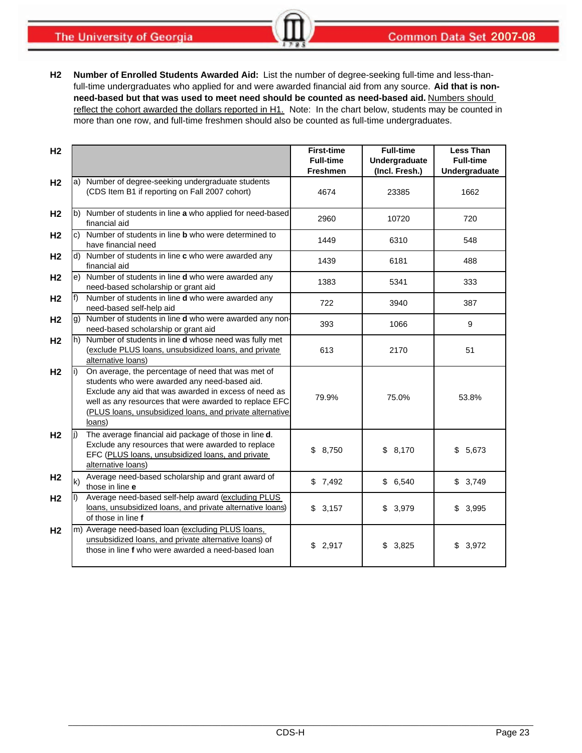**H2 Number of Enrolled Students Awarded Aid:** List the number of degree-seeking full-time and less-than-full-time undergraduates who applied for and were awarded financial aid from any source. **Aid that is non-need-based but that was used to meet need should be counted as need-based aid.** Numbers should reflect the cohort awarded the dollars reported in H1. Note: In the chart below, students may be counted in more than one row, and full-time freshmen should also be counted as full-time undergraduates.

| | | First-time Full-time Freshmen | Full-time Undergraduate (Incl. Fresh.) | Less Than Full-time Undergraduate |
|---|---|---|---|---|
| H2 | a) Number of degree-seeking undergraduate students (CDS Item B1 if reporting on Fall 2007 cohort) | 4674 | 23385 | 1662 |
| H2 | b) Number of students in line **a** who applied for need-based financial aid | 2960 | 10720 | 720 |
| H2 | c) Number of students in line **b** who were determined to have financial need | 1449 | 6310 | 548 |
| H2 | d) Number of students in line **c** who were awarded any financial aid | 1439 | 6181 | 488 |
| H2 | e) Number of students in line **d** who were awarded any need-based scholarship or grant aid | 1383 | 5341 | 333 |
| H2 | f) Number of students in line **d** who were awarded any need-based self-help aid | 722 | 3940 | 387 |
| H2 | g) Number of students in line **d** who were awarded any non-need-based scholarship or grant aid | 393 | 1066 | 9 |
| H2 | h) Number of students in line **d** whose need was fully met (exclude PLUS loans, unsubsidized loans, and private alternative loans) | 613 | 2170 | 51 |
| H2 | i) On average, the percentage of need that was met of students who were awarded any need-based aid. Exclude any aid that was awarded in excess of need as well as any resources that were awarded to replace EFC (PLUS loans, unsubsidized loans, and private alternative loans) | 79.9% | 75.0% | 53.8% |
| H2 | j) The average financial aid package of those in line **d**. Exclude any resources that were awarded to replace EFC (PLUS loans, unsubsidized loans, and private alternative loans) | $ 8,750 | $ 8,170 | $ 5,673 |
| H2 | k) Average need-based scholarship and grant award of those in line **e** | $ 7,492 | $ 6,540 | $ 3,749 |
| H2 | l) Average need-based self-help award (excluding PLUS loans, unsubsidized loans, and private alternative loans) of those in line **f** | $ 3,157 | $ 3,979 | $ 3,995 |
| H2 | m) Average need-based loan (excluding PLUS loans, unsubsidized loans, and private alternative loans) of those in line **f** who were awarded a need-based loan | $ 2,917 | $ 3,825 | $ 3,972 |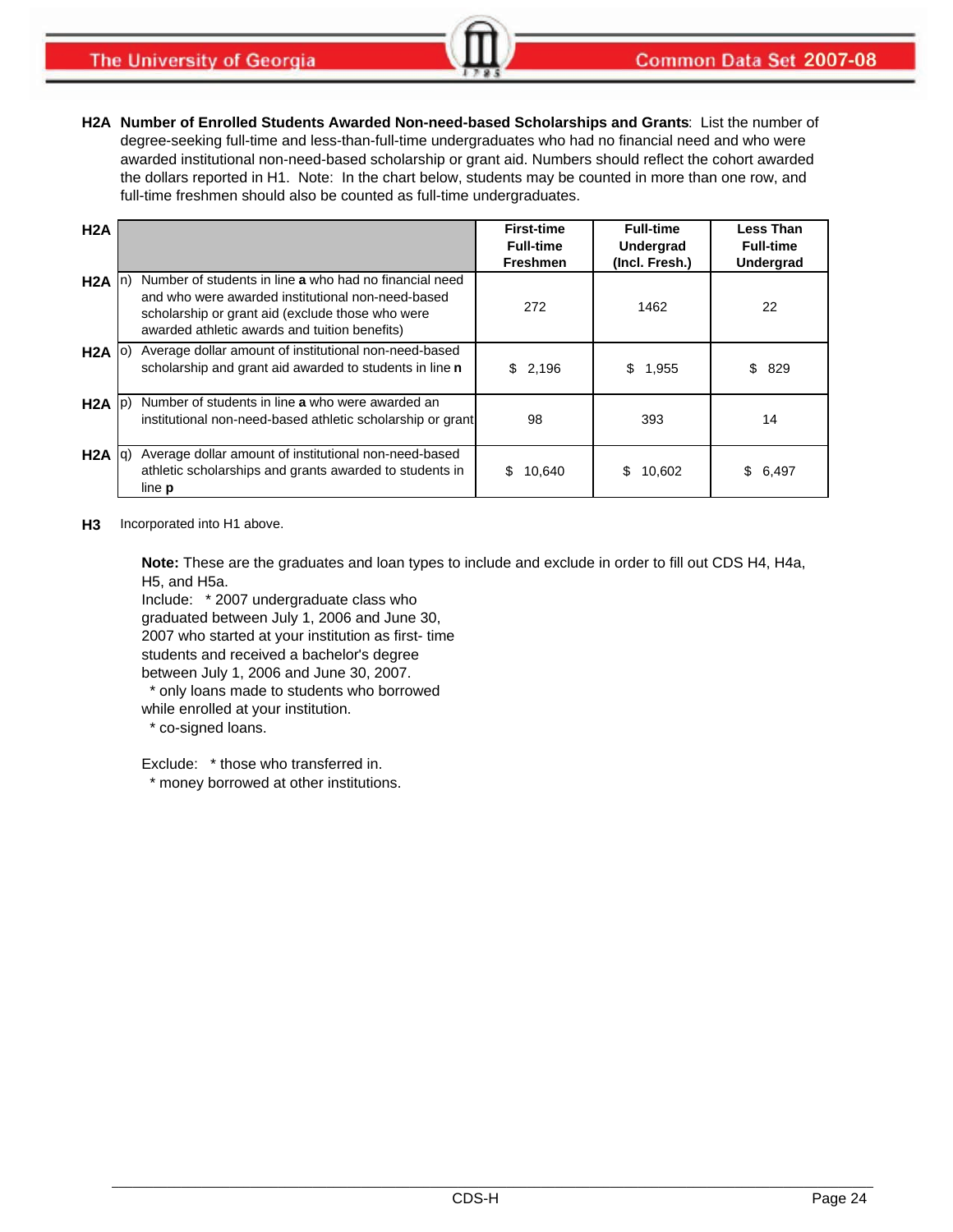**H2A Number of Enrolled Students Awarded Non-need-based Scholarships and Grants**: List the number of degree-seeking full-time and less-than-full-time undergraduates who had no financial need and who were awarded institutional non-need-based scholarship or grant aid. Numbers should reflect the cohort awarded the dollars reported in H1. Note: In the chart below, students may be counted in more than one row, and full-time freshmen should also be counted as full-time undergraduates.

| H2A | | First-time Full-time Freshmen | Full-time Undergrad (Incl. Fresh.) | Less Than Full-time Undergrad |
|---|---|---|---|---|
| H2A | n) Number of students in line **a** who had no financial need and who were awarded institutional non-need-based scholarship or grant aid (exclude those who were awarded athletic awards and tuition benefits) | 272 | 1462 | 22 |
| H2A | o) Average dollar amount of institutional non-need-based scholarship and grant aid awarded to students in line **n** | $ 2,196 | $ 1,955 | $ 829 |
| H2A | p) Number of students in line **a** who were awarded an institutional non-need-based athletic scholarship or grant | 98 | 393 | 14 |
| H2A | q) Average dollar amount of institutional non-need-based athletic scholarships and grants awarded to students in line **p** | $ 10,640 | $ 10,602 | $ 6,497 |

**H3** Incorporated into H1 above.

**Note:** These are the graduates and loan types to include and exclude in order to fill out CDS H4, H4a, H5, and H5a.

Include: * 2007 undergraduate class who graduated between July 1, 2006 and June 30, 2007 who started at your institution as first- time students and received a bachelor's degree between July 1, 2006 and June 30, 2007.
* only loans made to students who borrowed while enrolled at your institution.
* co-signed loans.

Exclude: * those who transferred in.
* money borrowed at other institutions.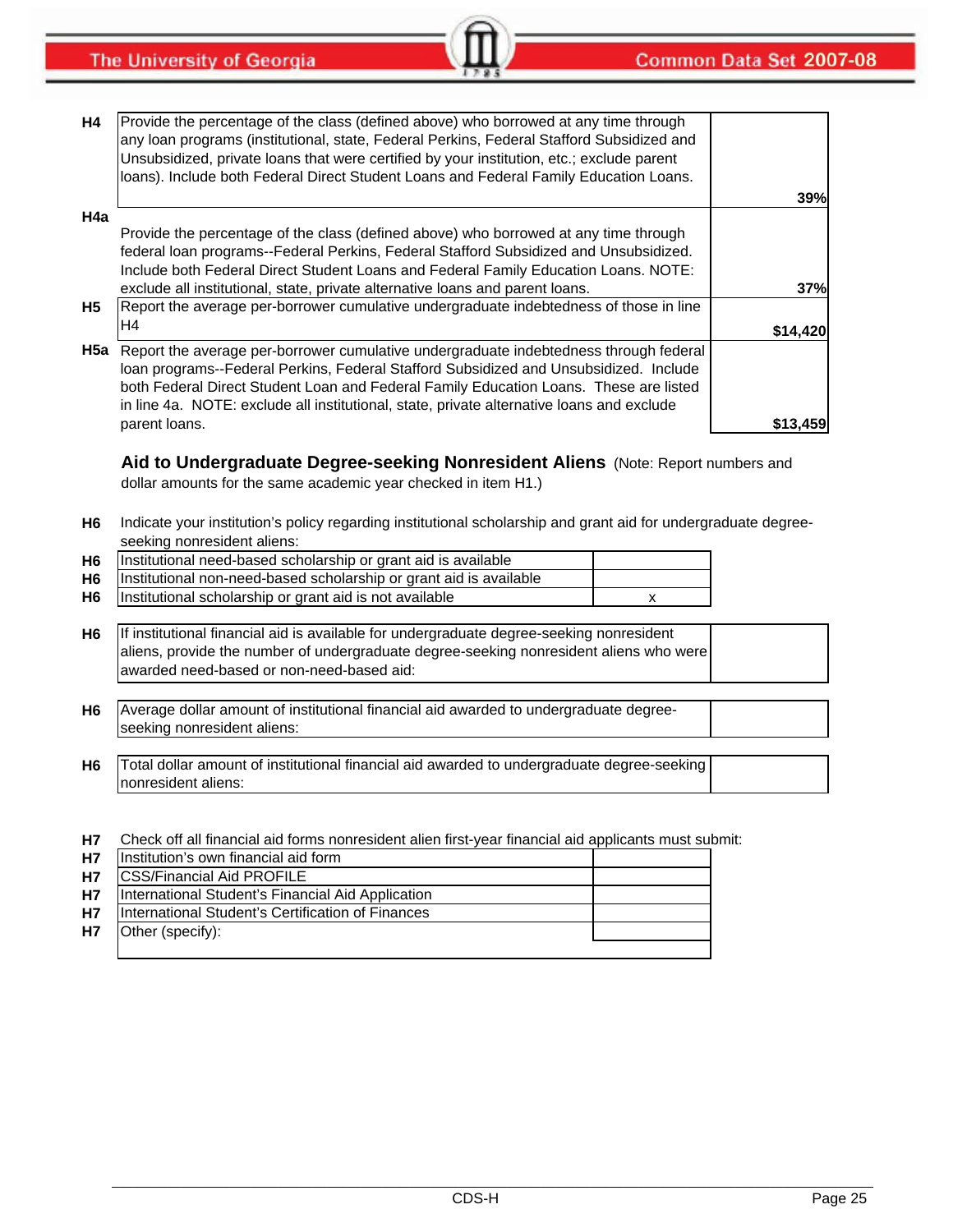| | | |
|---|---|---|
| **H4** | Provide the percentage of the class (defined above) who borrowed at any time through any loan programs (institutional, state, Federal Perkins, Federal Stafford Subsidized and Unsubsidized, private loans that were certified by your institution, etc.; exclude parent loans). Include both Federal Direct Student Loans and Federal Family Education Loans. | **39%** |
| **H4a** | Provide the percentage of the class (defined above) who borrowed at any time through federal loan programs--Federal Perkins, Federal Stafford Subsidized and Unsubsidized. Include both Federal Direct Student Loans and Federal Family Education Loans. NOTE: exclude all institutional, state, private alternative loans and parent loans. | **37%** |
| **H5** | Report the average per-borrower cumulative undergraduate indebtedness of those in line H4 | **$14,420** |
| **H5a** | Report the average per-borrower cumulative undergraduate indebtedness through federal loan programs--Federal Perkins, Federal Stafford Subsidized and Unsubsidized. Include both Federal Direct Student Loan and Federal Family Education Loans. These are listed in line 4a. NOTE: exclude all institutional, state, private alternative loans and exclude parent loans. | **$13,459** |

## Aid to Undergraduate Degree-seeking Nonresident Aliens

(Note: Report numbers and dollar amounts for the same academic year checked in item H1.)

**H6** Indicate your institution's policy regarding institutional scholarship and grant aid for undergraduate degree-seeking nonresident aliens:

| | | |
|---|---|---|
| **H6** | Institutional need-based scholarship or grant aid is available | |
| **H6** | Institutional non-need-based scholarship or grant aid is available | |
| **H6** | Institutional scholarship or grant aid is not available | x |

| | | |
|---|---|---|
| **H6** | If institutional financial aid is available for undergraduate degree-seeking nonresident aliens, provide the number of undergraduate degree-seeking nonresident aliens who were awarded need-based or non-need-based aid: | |
| **H6** | Average dollar amount of institutional financial aid awarded to undergraduate degree-seeking nonresident aliens: | |
| **H6** | Total dollar amount of institutional financial aid awarded to undergraduate degree-seeking nonresident aliens: | |

**H7** Check off all financial aid forms nonresident alien first-year financial aid applicants must submit:

| | | |
|---|---|---|
| **H7** | Institution's own financial aid form | |
| **H7** | CSS/Financial Aid PROFILE | |
| **H7** | International Student's Financial Aid Application | |
| **H7** | International Student's Certification of Finances | |
| **H7** | Other (specify): | |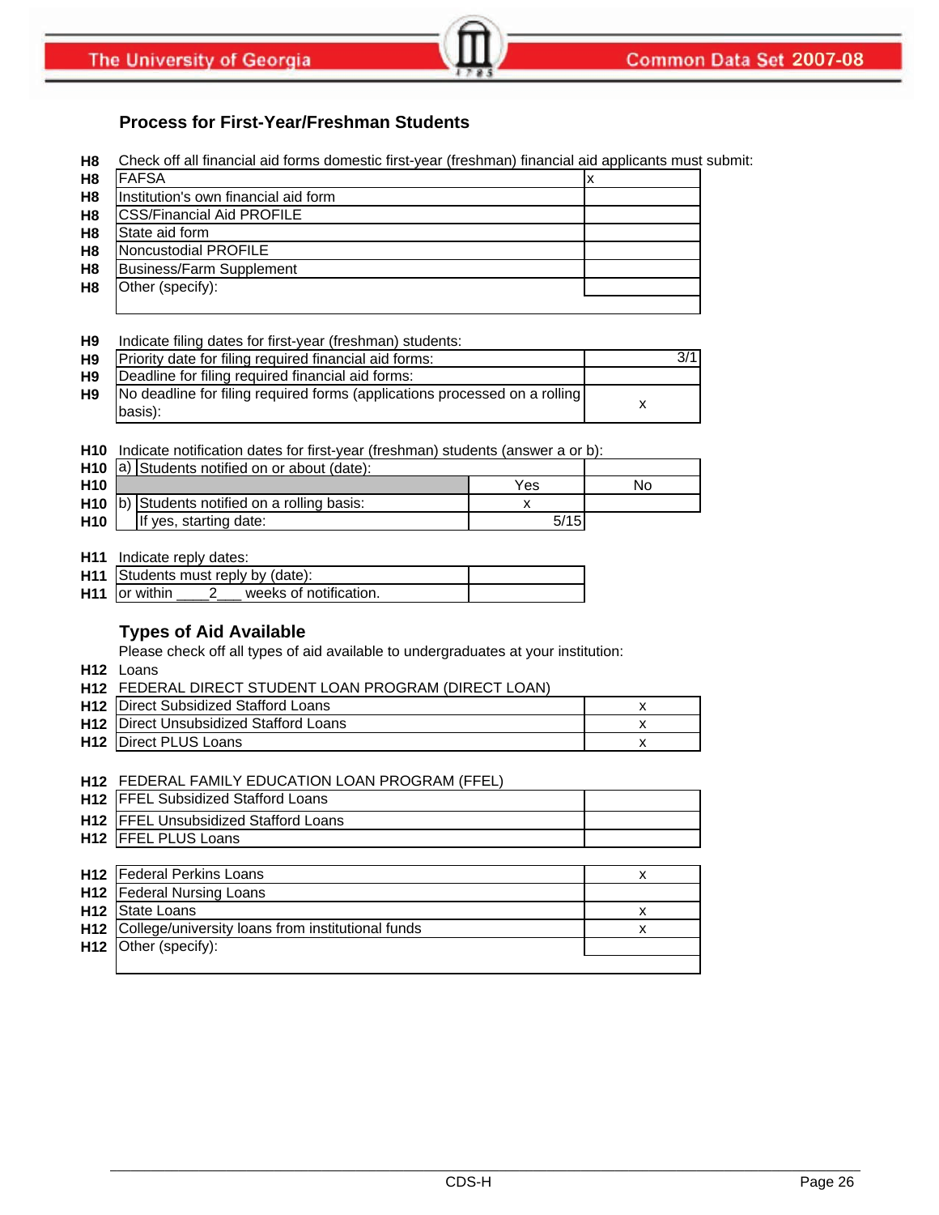## Process for First-Year/Freshman Students

| | | |
|---|---|---|
| H8 | Check off all financial aid forms domestic first-year (freshman) financial aid applicants must submit: | |
| H8 | FAFSA | x |
| H8 | Institution's own financial aid form | |
| H8 | CSS/Financial Aid PROFILE | |
| H8 | State aid form | |
| H8 | Noncustodial PROFILE | |
| H8 | Business/Farm Supplement | |
| H8 | Other (specify): | |

| | | |
|---|---|---|
| H9 | Indicate filing dates for first-year (freshman) students: | |
| H9 | Priority date for filing required financial aid forms: | 3/1 |
| H9 | Deadline for filing required financial aid forms: | |
| H9 | No deadline for filing required forms (applications processed on a rolling basis): | x |

| | | | |
|---|---|---|---|
| H10 | Indicate notification dates for first-year (freshman) students (answer a or b): | | |
| H10 | a) Students notified on or about (date): | | |
| H10 | | Yes | No |
| H10 | b) Students notified on a rolling basis: | x | |
| H10 | If yes, starting date: | 5/15 | |

| | | |
|---|---|---|
| H11 | Indicate reply dates: | |
| H11 | Students must reply by (date): | |
| H11 | or within ____2___ weeks of notification. | |

## Types of Aid Available

Please check off all types of aid available to undergraduates at your institution:

| | | |
|---|---|---|
| H12 | Loans | |
| H12 | FEDERAL DIRECT STUDENT LOAN PROGRAM (DIRECT LOAN) | |
| H12 | Direct Subsidized Stafford Loans | x |
| H12 | Direct Unsubsidized Stafford Loans | x |
| H12 | Direct PLUS Loans | x |
| H12 | FEDERAL FAMILY EDUCATION LOAN PROGRAM (FFEL) | |
| H12 | FFEL Subsidized Stafford Loans | |
| H12 | FFEL Unsubsidized Stafford Loans | |
| H12 | FFEL PLUS Loans | |
| H12 | Federal Perkins Loans | x |
| H12 | Federal Nursing Loans | |
| H12 | State Loans | x |
| H12 | College/university loans from institutional funds | x |
| H12 | Other (specify): | |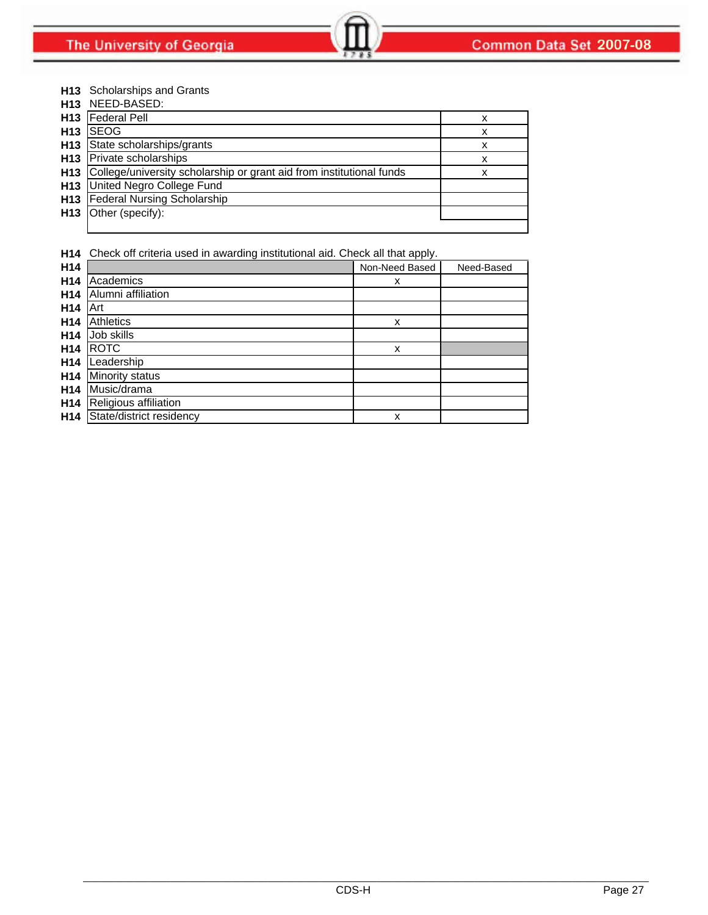**H13** Scholarships and Grants

**H13** NEED-BASED:

| | | |
|---|---|---|
| **H13** | Federal Pell | x |
| **H13** | SEOG | x |
| **H13** | State scholarships/grants | x |
| **H13** | Private scholarships | x |
| **H13** | College/university scholarship or grant aid from institutional funds | x |
| **H13** | United Negro College Fund | |
| **H13** | Federal Nursing Scholarship | |
| **H13** | Other (specify): | |

**H14** Check off criteria used in awarding institutional aid. Check all that apply.

| | | Non-Need Based | Need-Based |
|---|---|---|---|
| **H14** | Academics | x | |
| **H14** | Alumni affiliation | | |
| **H14** | Art | | |
| **H14** | Athletics | x | |
| **H14** | Job skills | | |
| **H14** | ROTC | x | |
| **H14** | Leadership | | |
| **H14** | Minority status | | |
| **H14** | Music/drama | | |
| **H14** | Religious affiliation | | |
| **H14** | State/district residency | x | |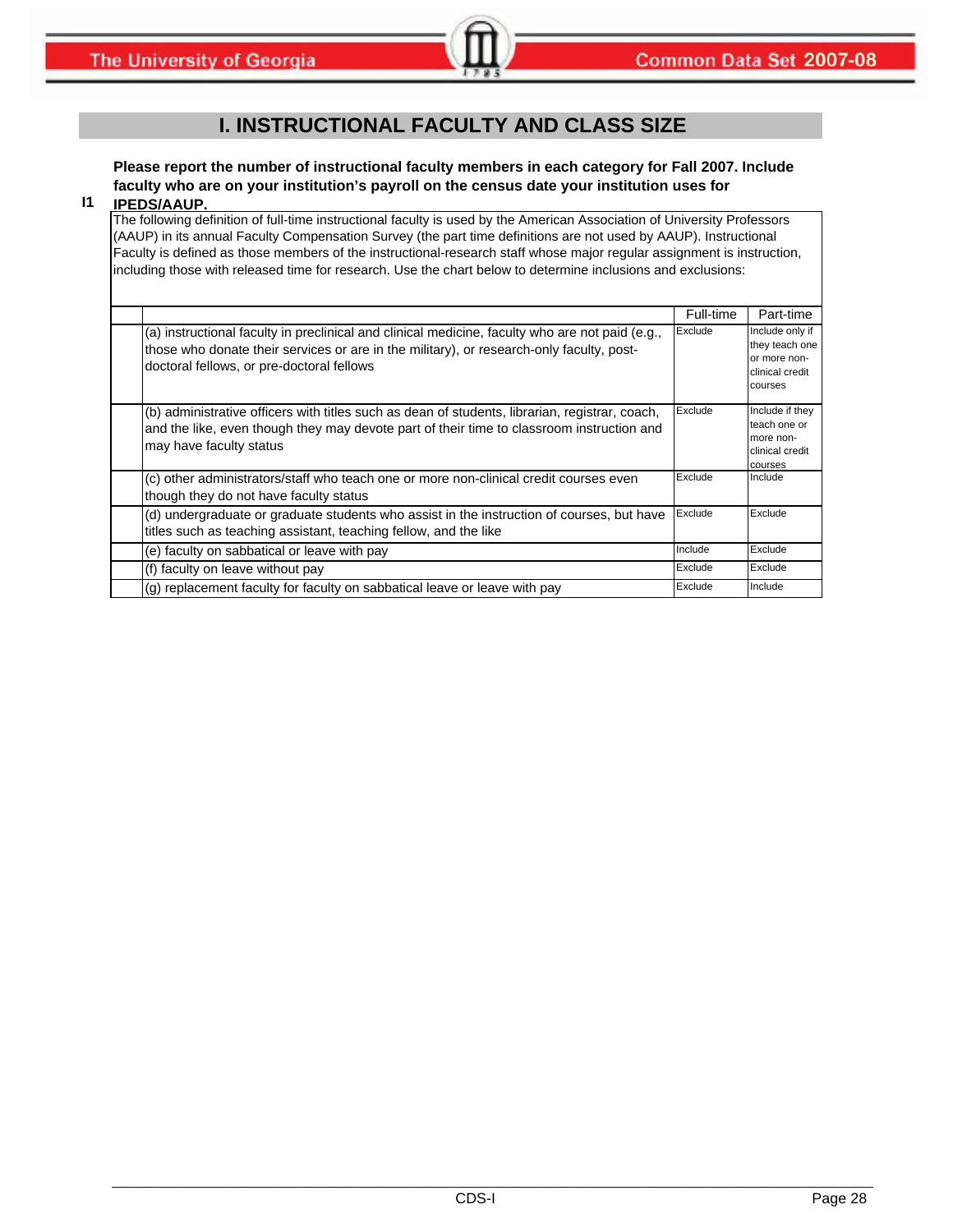# I. INSTRUCTIONAL FACULTY AND CLASS SIZE

**I1** **Please report the number of instructional faculty members in each category for Fall 2007. Include faculty who are on your institution's payroll on the census date your institution uses for IPEDS/AAUP.**

The following definition of full-time instructional faculty is used by the American Association of University Professors (AAUP) in its annual Faculty Compensation Survey (the part time definitions are not used by AAUP). Instructional Faculty is defined as those members of the instructional-research staff whose major regular assignment is instruction, including those with released time for research. Use the chart below to determine inclusions and exclusions:

| | Full-time | Part-time |
|---|---|---|
| (a) instructional faculty in preclinical and clinical medicine, faculty who are not paid (e.g., those who donate their services or are in the military), or research-only faculty, post-doctoral fellows, or pre-doctoral fellows | Exclude | Include only if they teach one or more non-clinical credit courses |
| (b) administrative officers with titles such as dean of students, librarian, registrar, coach, and the like, even though they may devote part of their time to classroom instruction and may have faculty status | Exclude | Include if they teach one or more non-clinical credit courses |
| (c) other administrators/staff who teach one or more non-clinical credit courses even though they do not have faculty status | Exclude | Include |
| (d) undergraduate or graduate students who assist in the instruction of courses, but have titles such as teaching assistant, teaching fellow, and the like | Exclude | Exclude |
| (e) faculty on sabbatical or leave with pay | Include | Exclude |
| (f) faculty on leave without pay | Exclude | Exclude |
| (g) replacement faculty for faculty on sabbatical leave or leave with pay | Exclude | Include |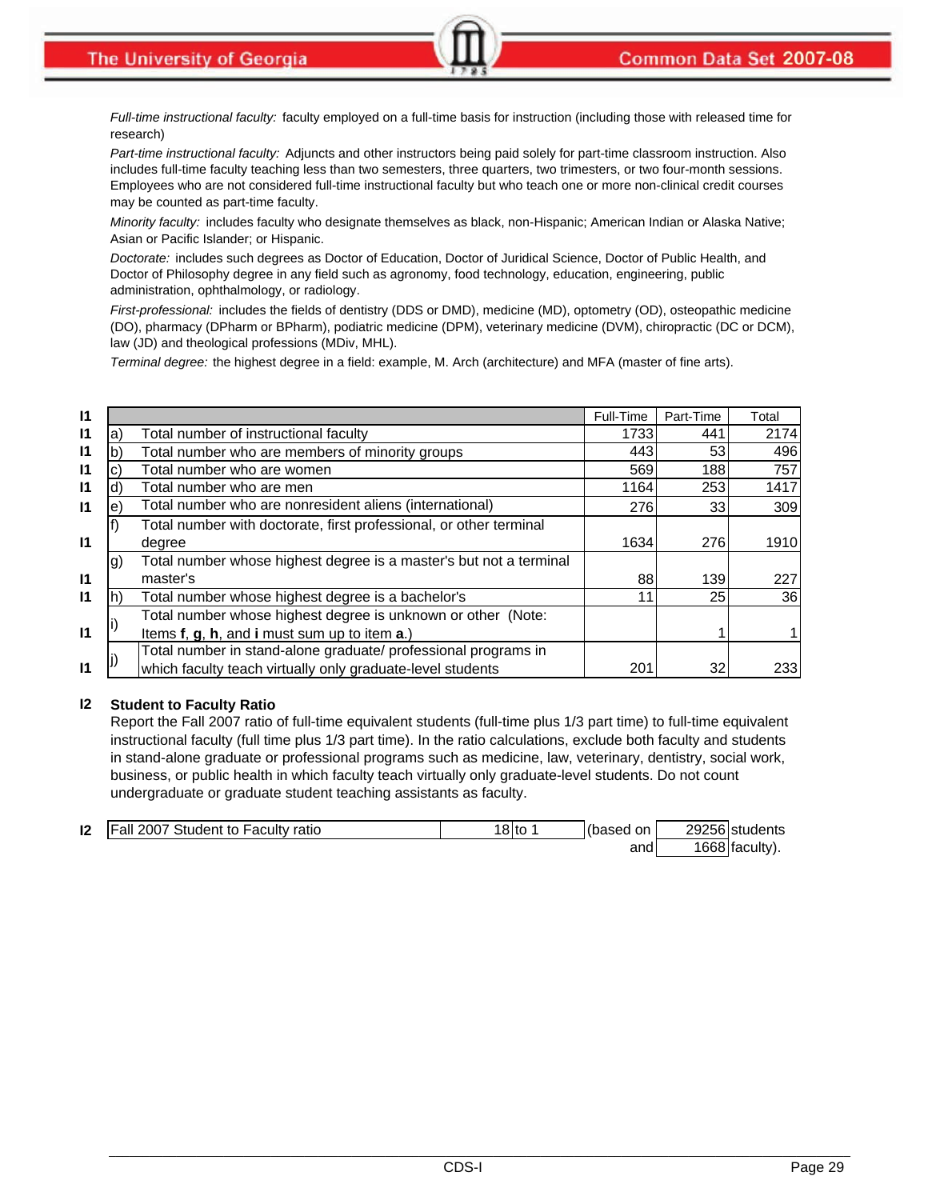*Full-time instructional faculty:* faculty employed on a full-time basis for instruction (including those with released time for research)

*Part-time instructional faculty:* Adjuncts and other instructors being paid solely for part-time classroom instruction. Also includes full-time faculty teaching less than two semesters, three quarters, two trimesters, or two four-month sessions. Employees who are not considered full-time instructional faculty but who teach one or more non-clinical credit courses may be counted as part-time faculty.

*Minority faculty:* includes faculty who designate themselves as black, non-Hispanic; American Indian or Alaska Native; Asian or Pacific Islander; or Hispanic.

*Doctorate:* includes such degrees as Doctor of Education, Doctor of Juridical Science, Doctor of Public Health, and Doctor of Philosophy degree in any field such as agronomy, food technology, education, engineering, public administration, ophthalmology, or radiology.

*First-professional:* includes the fields of dentistry (DDS or DMD), medicine (MD), optometry (OD), osteopathic medicine (DO), pharmacy (DPharm or BPharm), podiatric medicine (DPM), veterinary medicine (DVM), chiropractic (DC or DCM), law (JD) and theological professions (MDiv, MHL).

*Terminal degree:* the highest degree in a field: example, M. Arch (architecture) and MFA (master of fine arts).

| | | | Full-Time | Part-Time | Total |
|---|---|---|---|---|---|
| I1 | a) | Total number of instructional faculty | 1733 | 441 | 2174 |
| I1 | b) | Total number who are members of minority groups | 443 | 53 | 496 |
| I1 | c) | Total number who are women | 569 | 188 | 757 |
| I1 | d) | Total number who are men | 1164 | 253 | 1417 |
| I1 | e) | Total number who are nonresident aliens (international) | 276 | 33 | 309 |
| I1 | f) | Total number with doctorate, first professional, or other terminal degree | 1634 | 276 | 1910 |
| I1 | g) | Total number whose highest degree is a master's but not a terminal master's | 88 | 139 | 227 |
| I1 | h) | Total number whose highest degree is a bachelor's | 11 | 25 | 36 |
| I1 | i) | Total number whose highest degree is unknown or other (Note: Items **f**, **g**, **h**, and **i** must sum up to item **a**.) | | 1 | 1 |
| I1 | j) | Total number in stand-alone graduate/ professional programs in which faculty teach virtually only graduate-level students | 201 | 32 | 233 |

**I2 Student to Faculty Ratio**

Report the Fall 2007 ratio of full-time equivalent students (full-time plus 1/3 part time) to full-time equivalent instructional faculty (full time plus 1/3 part time). In the ratio calculations, exclude both faculty and students in stand-alone graduate or professional programs such as medicine, law, veterinary, dentistry, social work, business, or public health in which faculty teach virtually only graduate-level students. Do not count undergraduate or graduate student teaching assistants as faculty.

| | | | | | |
|---|---|---|---|---|---|
| I2 | Fall 2007 Student to Faculty ratio | 18 to 1 | (based on | 29256 | students |
| | | | and | 1668 | faculty). |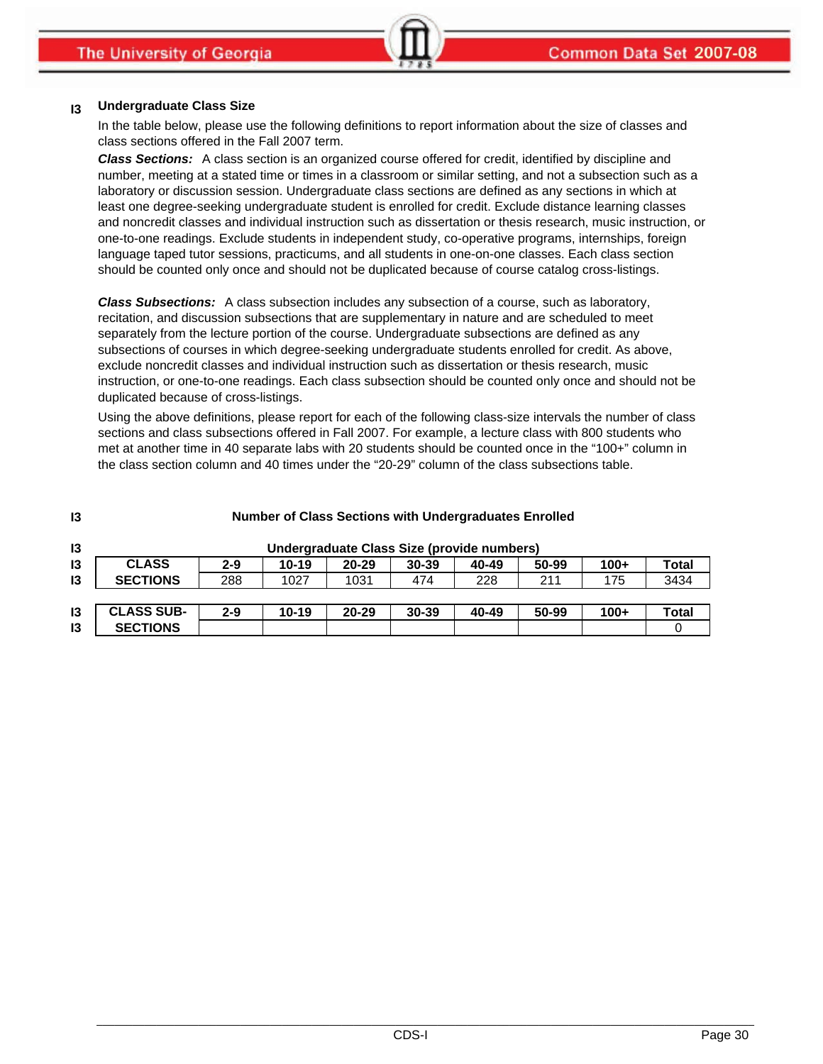## I3 Undergraduate Class Size

In the table below, please use the following definitions to report information about the size of classes and class sections offered in the Fall 2007 term.

***Class Sections:*** A class section is an organized course offered for credit, identified by discipline and number, meeting at a stated time or times in a classroom or similar setting, and not a subsection such as a laboratory or discussion session. Undergraduate class sections are defined as any sections in which at least one degree-seeking undergraduate student is enrolled for credit. Exclude distance learning classes and noncredit classes and individual instruction such as dissertation or thesis research, music instruction, or one-to-one readings. Exclude students in independent study, co-operative programs, internships, foreign language taped tutor sessions, practicums, and all students in one-on-one classes. Each class section should be counted only once and should not be duplicated because of course catalog cross-listings.

***Class Subsections:*** A class subsection includes any subsection of a course, such as laboratory, recitation, and discussion subsections that are supplementary in nature and are scheduled to meet separately from the lecture portion of the course. Undergraduate subsections are defined as any subsections of courses in which degree-seeking undergraduate students enrolled for credit. As above, exclude noncredit classes and individual instruction such as dissertation or thesis research, music instruction, or one-to-one readings. Each class subsection should be counted only once and should not be duplicated because of cross-listings.

Using the above definitions, please report for each of the following class-size intervals the number of class sections and class subsections offered in Fall 2007. For example, a lecture class with 800 students who met at another time in 40 separate labs with 20 students should be counted once in the "100+" column in the class section column and 40 times under the "20-29" column of the class subsections table.

**I3 Number of Class Sections with Undergraduates Enrolled**

**Undergraduate Class Size (provide numbers)**

| CLASS SECTIONS | 2-9 | 10-19 | 20-29 | 30-39 | 40-49 | 50-99 | 100+ | Total |
|---|---|---|---|---|---|---|---|---|
| | 288 | 1027 | 1031 | 474 | 228 | 211 | 175 | 3434 |

| CLASS SUB-SECTIONS | 2-9 | 10-19 | 20-29 | 30-39 | 40-49 | 50-99 | 100+ | Total |
|---|---|---|---|---|---|---|---|---|
| | | | | | | | | 0 |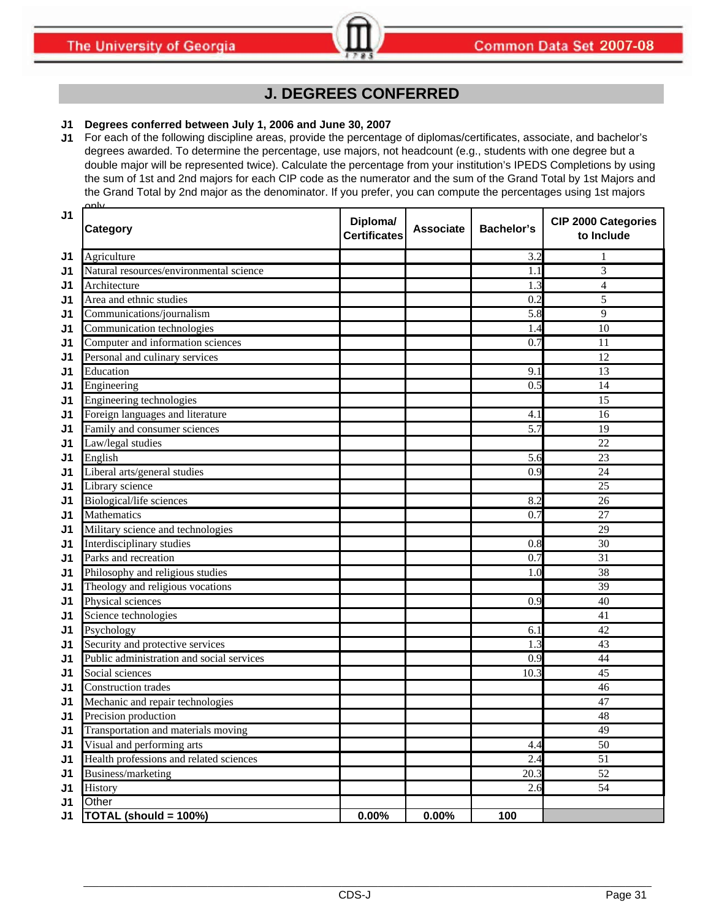## J. DEGREES CONFERRED

**J1 Degrees conferred between July 1, 2006 and June 30, 2007**

**J1** For each of the following discipline areas, provide the percentage of diplomas/certificates, associate, and bachelor's degrees awarded. To determine the percentage, use majors, not headcount (e.g., students with one degree but a double major will be represented twice). Calculate the percentage from your institution's IPEDS Completions by using the sum of 1st and 2nd majors for each CIP code as the numerator and the sum of the Grand Total by 1st Majors and the Grand Total by 2nd major as the denominator. If you prefer, you can compute the percentages using 1st majors only.

| | Category | Diploma/ Certificates | Associate | Bachelor's | CIP 2000 Categories to Include |
|---|---|---|---|---|---|
| J1 | Agriculture | | | 3.2 | 1 |
| J1 | Natural resources/environmental science | | | 1.1 | 3 |
| J1 | Architecture | | | 1.3 | 4 |
| J1 | Area and ethnic studies | | | 0.2 | 5 |
| J1 | Communications/journalism | | | 5.8 | 9 |
| J1 | Communication technologies | | | 1.4 | 10 |
| J1 | Computer and information sciences | | | 0.7 | 11 |
| J1 | Personal and culinary services | | | | 12 |
| J1 | Education | | | 9.1 | 13 |
| J1 | Engineering | | | 0.5 | 14 |
| J1 | Engineering technologies | | | | 15 |
| J1 | Foreign languages and literature | | | 4.1 | 16 |
| J1 | Family and consumer sciences | | | 5.7 | 19 |
| J1 | Law/legal studies | | | | 22 |
| J1 | English | | | 5.6 | 23 |
| J1 | Liberal arts/general studies | | | 0.9 | 24 |
| J1 | Library science | | | | 25 |
| J1 | Biological/life sciences | | | 8.2 | 26 |
| J1 | Mathematics | | | 0.7 | 27 |
| J1 | Military science and technologies | | | | 29 |
| J1 | Interdisciplinary studies | | | 0.8 | 30 |
| J1 | Parks and recreation | | | 0.7 | 31 |
| J1 | Philosophy and religious studies | | | 1.0 | 38 |
| J1 | Theology and religious vocations | | | | 39 |
| J1 | Physical sciences | | | 0.9 | 40 |
| J1 | Science technologies | | | | 41 |
| J1 | Psychology | | | 6.1 | 42 |
| J1 | Security and protective services | | | 1.3 | 43 |
| J1 | Public administration and social services | | | 0.9 | 44 |
| J1 | Social sciences | | | 10.3 | 45 |
| J1 | Construction trades | | | | 46 |
| J1 | Mechanic and repair technologies | | | | 47 |
| J1 | Precision production | | | | 48 |
| J1 | Transportation and materials moving | | | | 49 |
| J1 | Visual and performing arts | | | 4.4 | 50 |
| J1 | Health professions and related sciences | | | 2.4 | 51 |
| J1 | Business/marketing | | | 20.3 | 52 |
| J1 | History | | | 2.6 | 54 |
| J1 | Other | | | | |
| J1 | **TOTAL (should = 100%)** | **0.00%** | **0.00%** | **100** | |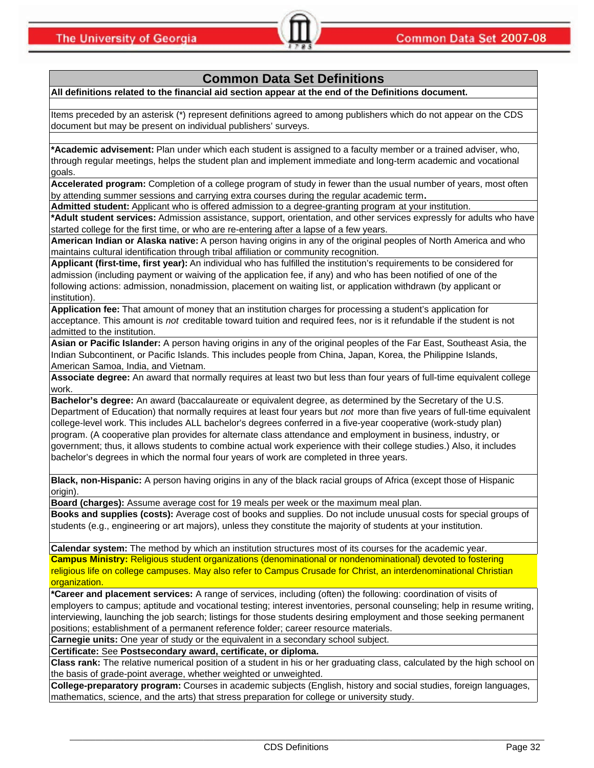## Common Data Set Definitions

**All definitions related to the financial aid section appear at the end of the Definitions document.**

Items preceded by an asterisk (*) represent definitions agreed to among publishers which do not appear on the CDS document but may be present on individual publishers' surveys.

**\*Academic advisement:** Plan under which each student is assigned to a faculty member or a trained adviser, who, through regular meetings, helps the student plan and implement immediate and long-term academic and vocational goals.

**Accelerated program:** Completion of a college program of study in fewer than the usual number of years, most often by attending summer sessions and carrying extra courses during the regular academic term.

**Admitted student:** Applicant who is offered admission to a degree-granting program at your institution.

**\*Adult student services:** Admission assistance, support, orientation, and other services expressly for adults who have started college for the first time, or who are re-entering after a lapse of a few years.

**American Indian or Alaska native:** A person having origins in any of the original peoples of North America and who maintains cultural identification through tribal affiliation or community recognition.

**Applicant (first-time, first year):** An individual who has fulfilled the institution's requirements to be considered for admission (including payment or waiving of the application fee, if any) and who has been notified of one of the following actions: admission, nonadmission, placement on waiting list, or application withdrawn (by applicant or institution).

**Application fee:** That amount of money that an institution charges for processing a student's application for acceptance. This amount is *not* creditable toward tuition and required fees, nor is it refundable if the student is not admitted to the institution.

**Asian or Pacific Islander:** A person having origins in any of the original peoples of the Far East, Southeast Asia, the Indian Subcontinent, or Pacific Islands. This includes people from China, Japan, Korea, the Philippine Islands, American Samoa, India, and Vietnam.

**Associate degree:** An award that normally requires at least two but less than four years of full-time equivalent college work.

**Bachelor's degree:** An award (baccalaureate or equivalent degree, as determined by the Secretary of the U.S. Department of Education) that normally requires at least four years but *not* more than five years of full-time equivalent college-level work. This includes ALL bachelor's degrees conferred in a five-year cooperative (work-study plan) program. (A cooperative plan provides for alternate class attendance and employment in business, industry, or government; thus, it allows students to combine actual work experience with their college studies.) Also, it includes bachelor's degrees in which the normal four years of work are completed in three years.

**Black, non-Hispanic:** A person having origins in any of the black racial groups of Africa (except those of Hispanic origin).

**Board (charges):** Assume average cost for 19 meals per week or the maximum meal plan.

**Books and supplies (costs):** Average cost of books and supplies. Do not include unusual costs for special groups of students (e.g., engineering or art majors), unless they constitute the majority of students at your institution.

**Calendar system:** The method by which an institution structures most of its courses for the academic year.

**Campus Ministry:** Religious student organizations (denominational or nondenominational) devoted to fostering religious life on college campuses. May also refer to Campus Crusade for Christ, an interdenominational Christian organization.

**\*Career and placement services:** A range of services, including (often) the following: coordination of visits of employers to campus; aptitude and vocational testing; interest inventories, personal counseling; help in resume writing, interviewing, launching the job search; listings for those students desiring employment and those seeking permanent positions; establishment of a permanent reference folder; career resource materials.

**Carnegie units:** One year of study or the equivalent in a secondary school subject.

**Certificate:** See **Postsecondary award, certificate, or diploma.**

**Class rank:** The relative numerical position of a student in his or her graduating class, calculated by the high school on the basis of grade-point average, whether weighted or unweighted.

**College-preparatory program:** Courses in academic subjects (English, history and social studies, foreign languages, mathematics, science, and the arts) that stress preparation for college or university study.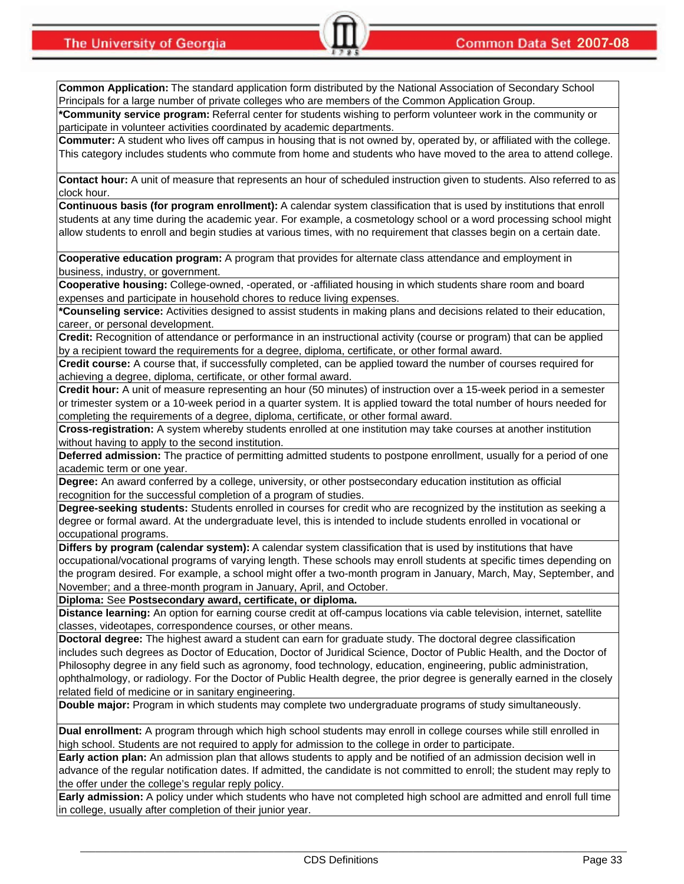**Common Application:** The standard application form distributed by the National Association of Secondary School Principals for a large number of private colleges who are members of the Common Application Group.

***Community service program:** Referral center for students wishing to perform volunteer work in the community or participate in volunteer activities coordinated by academic departments.

**Commuter:** A student who lives off campus in housing that is not owned by, operated by, or affiliated with the college. This category includes students who commute from home and students who have moved to the area to attend college.

**Contact hour:** A unit of measure that represents an hour of scheduled instruction given to students. Also referred to as clock hour.

**Continuous basis (for program enrollment):** A calendar system classification that is used by institutions that enroll students at any time during the academic year. For example, a cosmetology school or a word processing school might allow students to enroll and begin studies at various times, with no requirement that classes begin on a certain date.

**Cooperative education program:** A program that provides for alternate class attendance and employment in business, industry, or government.

**Cooperative housing:** College-owned, -operated, or -affiliated housing in which students share room and board expenses and participate in household chores to reduce living expenses.

***Counseling service:** Activities designed to assist students in making plans and decisions related to their education, career, or personal development.

**Credit:** Recognition of attendance or performance in an instructional activity (course or program) that can be applied by a recipient toward the requirements for a degree, diploma, certificate, or other formal award.

**Credit course:** A course that, if successfully completed, can be applied toward the number of courses required for achieving a degree, diploma, certificate, or other formal award.

**Credit hour:** A unit of measure representing an hour (50 minutes) of instruction over a 15-week period in a semester or trimester system or a 10-week period in a quarter system. It is applied toward the total number of hours needed for completing the requirements of a degree, diploma, certificate, or other formal award.

**Cross-registration:** A system whereby students enrolled at one institution may take courses at another institution without having to apply to the second institution.

**Deferred admission:** The practice of permitting admitted students to postpone enrollment, usually for a period of one academic term or one year.

**Degree:** An award conferred by a college, university, or other postsecondary education institution as official recognition for the successful completion of a program of studies.

**Degree-seeking students:** Students enrolled in courses for credit who are recognized by the institution as seeking a degree or formal award. At the undergraduate level, this is intended to include students enrolled in vocational or occupational programs.

**Differs by program (calendar system):** A calendar system classification that is used by institutions that have occupational/vocational programs of varying length. These schools may enroll students at specific times depending on the program desired. For example, a school might offer a two-month program in January, March, May, September, and November; and a three-month program in January, April, and October.

**Diploma:** See **Postsecondary award, certificate, or diploma.**

**Distance learning:** An option for earning course credit at off-campus locations via cable television, internet, satellite classes, videotapes, correspondence courses, or other means.

**Doctoral degree:** The highest award a student can earn for graduate study. The doctoral degree classification includes such degrees as Doctor of Education, Doctor of Juridical Science, Doctor of Public Health, and the Doctor of Philosophy degree in any field such as agronomy, food technology, education, engineering, public administration, ophthalmology, or radiology. For the Doctor of Public Health degree, the prior degree is generally earned in the closely related field of medicine or in sanitary engineering.

**Double major:** Program in which students may complete two undergraduate programs of study simultaneously.

**Dual enrollment:** A program through which high school students may enroll in college courses while still enrolled in high school. Students are not required to apply for admission to the college in order to participate.

**Early action plan:** An admission plan that allows students to apply and be notified of an admission decision well in advance of the regular notification dates. If admitted, the candidate is not committed to enroll; the student may reply to the offer under the college's regular reply policy.

**Early admission:** A policy under which students who have not completed high school are admitted and enroll full time in college, usually after completion of their junior year.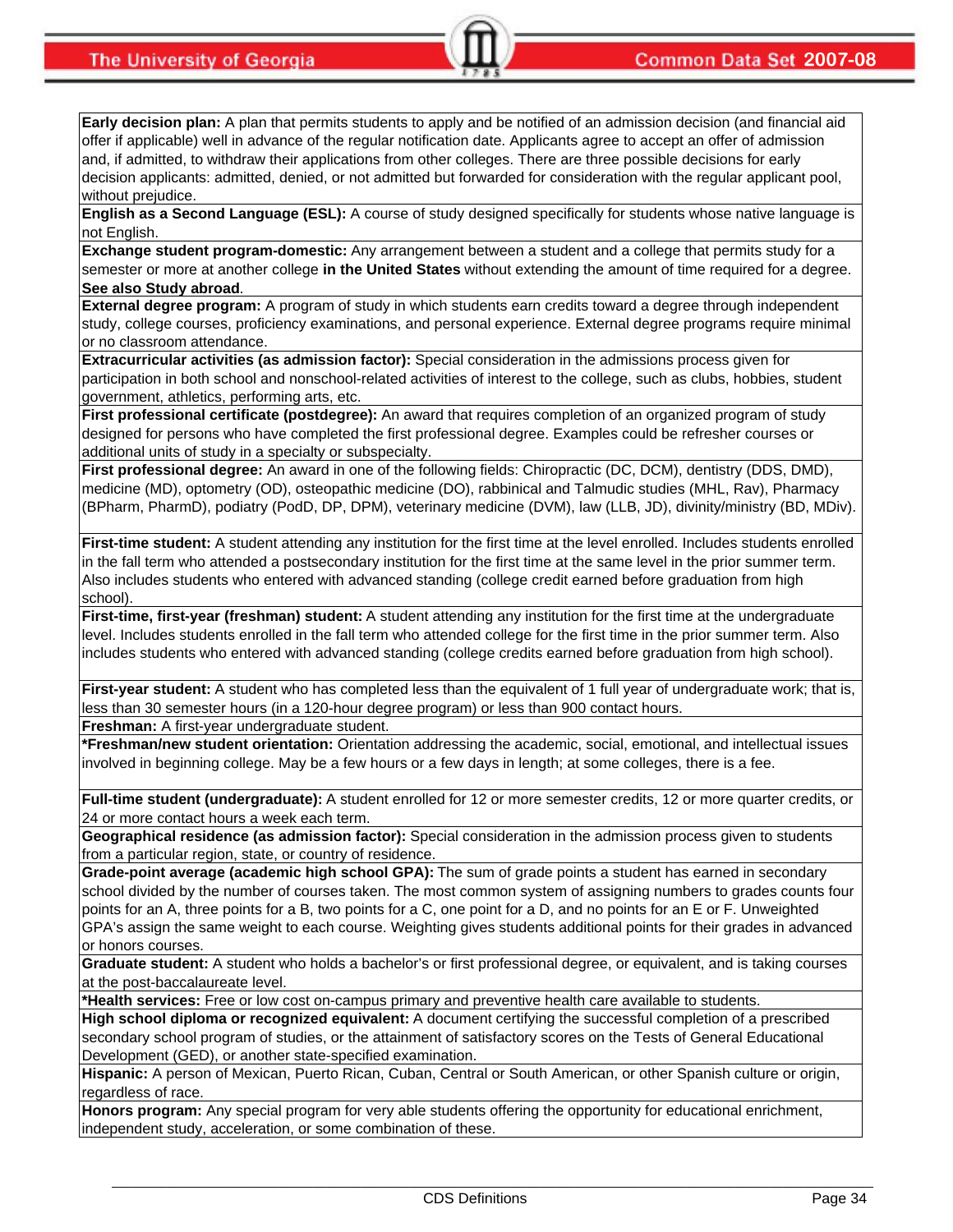**Early decision plan:** A plan that permits students to apply and be notified of an admission decision (and financial aid offer if applicable) well in advance of the regular notification date. Applicants agree to accept an offer of admission and, if admitted, to withdraw their applications from other colleges. There are three possible decisions for early decision applicants: admitted, denied, or not admitted but forwarded for consideration with the regular applicant pool, without prejudice.

**English as a Second Language (ESL):** A course of study designed specifically for students whose native language is not English.

**Exchange student program-domestic:** Any arrangement between a student and a college that permits study for a semester or more at another college **in the United States** without extending the amount of time required for a degree. **See also Study abroad**.

**External degree program:** A program of study in which students earn credits toward a degree through independent study, college courses, proficiency examinations, and personal experience. External degree programs require minimal or no classroom attendance.

**Extracurricular activities (as admission factor):** Special consideration in the admissions process given for participation in both school and nonschool-related activities of interest to the college, such as clubs, hobbies, student government, athletics, performing arts, etc.

**First professional certificate (postdegree):** An award that requires completion of an organized program of study designed for persons who have completed the first professional degree. Examples could be refresher courses or additional units of study in a specialty or subspecialty.

**First professional degree:** An award in one of the following fields: Chiropractic (DC, DCM), dentistry (DDS, DMD), medicine (MD), optometry (OD), osteopathic medicine (DO), rabbinical and Talmudic studies (MHL, Rav), Pharmacy (BPharm, PharmD), podiatry (PodD, DP, DPM), veterinary medicine (DVM), law (LLB, JD), divinity/ministry (BD, MDiv).

**First-time student:** A student attending any institution for the first time at the level enrolled. Includes students enrolled in the fall term who attended a postsecondary institution for the first time at the same level in the prior summer term. Also includes students who entered with advanced standing (college credit earned before graduation from high school).

**First-time, first-year (freshman) student:** A student attending any institution for the first time at the undergraduate level. Includes students enrolled in the fall term who attended college for the first time in the prior summer term. Also includes students who entered with advanced standing (college credits earned before graduation from high school).

**First-year student:** A student who has completed less than the equivalent of 1 full year of undergraduate work; that is, less than 30 semester hours (in a 120-hour degree program) or less than 900 contact hours.

**Freshman:** A first-year undergraduate student.

***Freshman/new student orientation:** Orientation addressing the academic, social, emotional, and intellectual issues involved in beginning college. May be a few hours or a few days in length; at some colleges, there is a fee.

**Full-time student (undergraduate):** A student enrolled for 12 or more semester credits, 12 or more quarter credits, or 24 or more contact hours a week each term.

**Geographical residence (as admission factor):** Special consideration in the admission process given to students from a particular region, state, or country of residence.

**Grade-point average (academic high school GPA):** The sum of grade points a student has earned in secondary school divided by the number of courses taken. The most common system of assigning numbers to grades counts four points for an A, three points for a B, two points for a C, one point for a D, and no points for an E or F. Unweighted GPA's assign the same weight to each course. Weighting gives students additional points for their grades in advanced or honors courses.

**Graduate student:** A student who holds a bachelor's or first professional degree, or equivalent, and is taking courses at the post-baccalaureate level.

***Health services:** Free or low cost on-campus primary and preventive health care available to students.

**High school diploma or recognized equivalent:** A document certifying the successful completion of a prescribed secondary school program of studies, or the attainment of satisfactory scores on the Tests of General Educational Development (GED), or another state-specified examination.

**Hispanic:** A person of Mexican, Puerto Rican, Cuban, Central or South American, or other Spanish culture or origin, regardless of race.

**Honors program:** Any special program for very able students offering the opportunity for educational enrichment, independent study, acceleration, or some combination of these.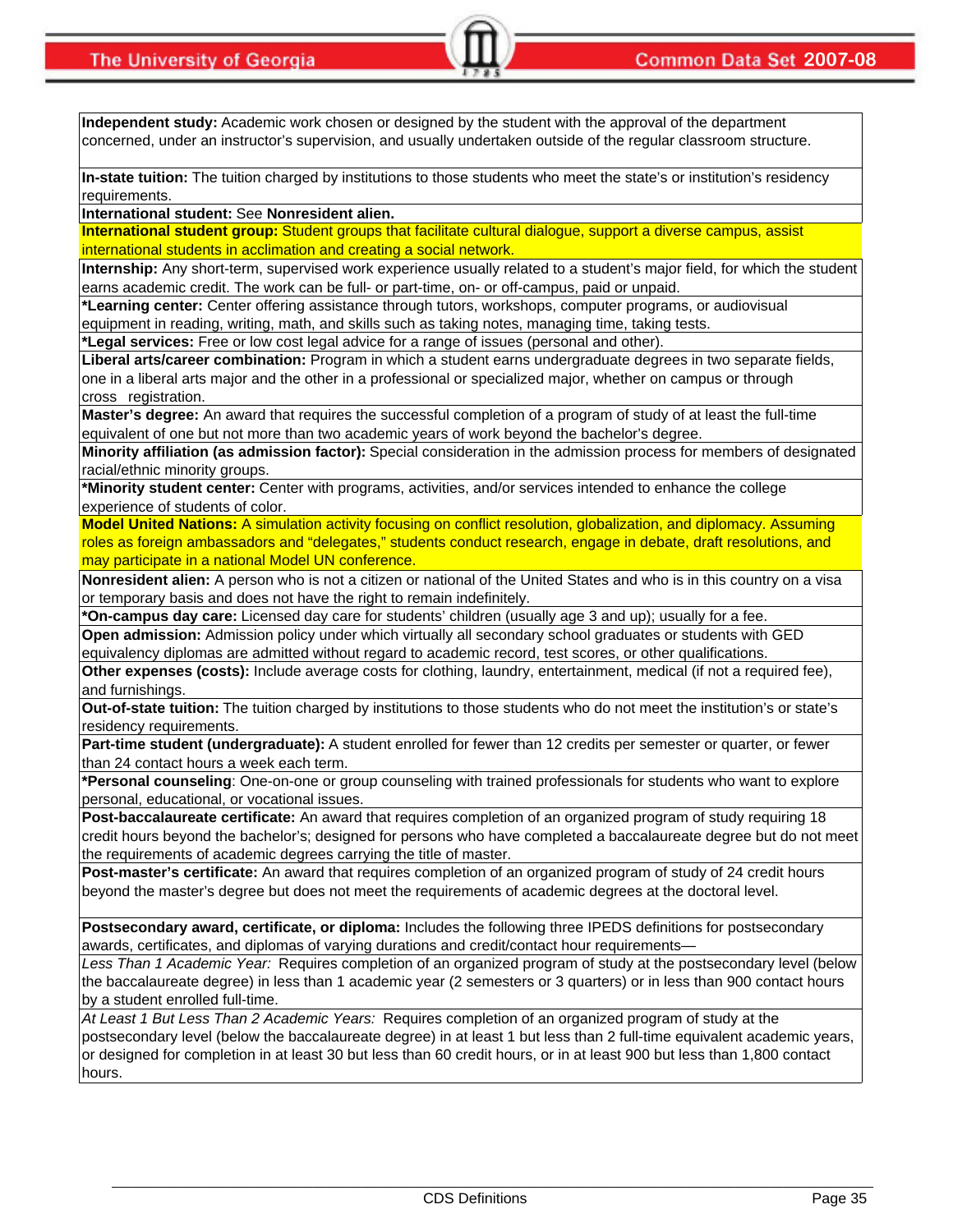**Independent study:** Academic work chosen or designed by the student with the approval of the department concerned, under an instructor's supervision, and usually undertaken outside of the regular classroom structure.

**In-state tuition:** The tuition charged by institutions to those students who meet the state's or institution's residency requirements.

**International student:** See **Nonresident alien.**

**International student group:** Student groups that facilitate cultural dialogue, support a diverse campus, assist international students in acclimation and creating a social network.

**Internship:** Any short-term, supervised work experience usually related to a student's major field, for which the student earns academic credit. The work can be full- or part-time, on- or off-campus, paid or unpaid.

**\*Learning center:** Center offering assistance through tutors, workshops, computer programs, or audiovisual equipment in reading, writing, math, and skills such as taking notes, managing time, taking tests.

**\*Legal services:** Free or low cost legal advice for a range of issues (personal and other).

**Liberal arts/career combination:** Program in which a student earns undergraduate degrees in two separate fields, one in a liberal arts major and the other in a professional or specialized major, whether on campus or through cross registration.

**Master's degree:** An award that requires the successful completion of a program of study of at least the full-time equivalent of one but not more than two academic years of work beyond the bachelor's degree.

**Minority affiliation (as admission factor):** Special consideration in the admission process for members of designated racial/ethnic minority groups.

**\*Minority student center:** Center with programs, activities, and/or services intended to enhance the college experience of students of color.

**Model United Nations:** A simulation activity focusing on conflict resolution, globalization, and diplomacy. Assuming roles as foreign ambassadors and "delegates," students conduct research, engage in debate, draft resolutions, and may participate in a national Model UN conference.

**Nonresident alien:** A person who is not a citizen or national of the United States and who is in this country on a visa or temporary basis and does not have the right to remain indefinitely.

**\*On-campus day care:** Licensed day care for students' children (usually age 3 and up); usually for a fee.

**Open admission:** Admission policy under which virtually all secondary school graduates or students with GED equivalency diplomas are admitted without regard to academic record, test scores, or other qualifications.

**Other expenses (costs):** Include average costs for clothing, laundry, entertainment, medical (if not a required fee), and furnishings.

**Out-of-state tuition:** The tuition charged by institutions to those students who do not meet the institution's or state's residency requirements.

**Part-time student (undergraduate):** A student enrolled for fewer than 12 credits per semester or quarter, or fewer than 24 contact hours a week each term.

**\*Personal counseling**: One-on-one or group counseling with trained professionals for students who want to explore personal, educational, or vocational issues.

**Post-baccalaureate certificate:** An award that requires completion of an organized program of study requiring 18 credit hours beyond the bachelor's; designed for persons who have completed a baccalaureate degree but do not meet the requirements of academic degrees carrying the title of master.

**Post-master's certificate:** An award that requires completion of an organized program of study of 24 credit hours beyond the master's degree but does not meet the requirements of academic degrees at the doctoral level.

**Postsecondary award, certificate, or diploma:** Includes the following three IPEDS definitions for postsecondary awards, certificates, and diplomas of varying durations and credit/contact hour requirements—

*Less Than 1 Academic Year:* Requires completion of an organized program of study at the postsecondary level (below the baccalaureate degree) in less than 1 academic year (2 semesters or 3 quarters) or in less than 900 contact hours by a student enrolled full-time.

*At Least 1 But Less Than 2 Academic Years:* Requires completion of an organized program of study at the postsecondary level (below the baccalaureate degree) in at least 1 but less than 2 full-time equivalent academic years, or designed for completion in at least 30 but less than 60 credit hours, or in at least 900 but less than 1,800 contact hours.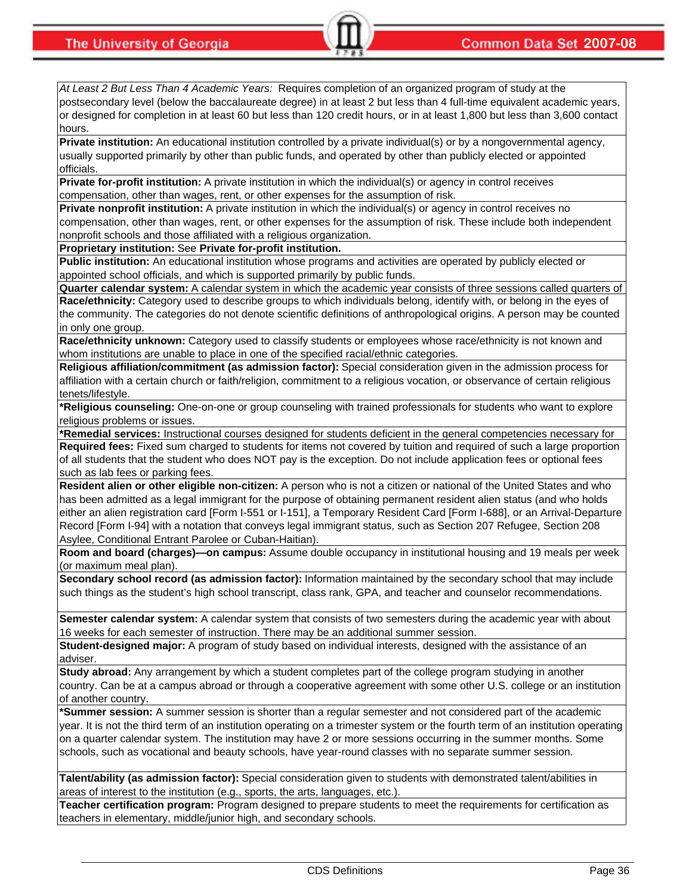*At Least 2 But Less Than 4 Academic Years:* Requires completion of an organized program of study at the postsecondary level (below the baccalaureate degree) in at least 2 but less than 4 full-time equivalent academic years, or designed for completion in at least 60 but less than 120 credit hours, or in at least 1,800 but less than 3,600 contact hours.

**Private institution:** An educational institution controlled by a private individual(s) or by a nongovernmental agency, usually supported primarily by other than public funds, and operated by other than publicly elected or appointed officials.

**Private for-profit institution:** A private institution in which the individual(s) or agency in control receives compensation, other than wages, rent, or other expenses for the assumption of risk.

**Private nonprofit institution:** A private institution in which the individual(s) or agency in control receives no compensation, other than wages, rent, or other expenses for the assumption of risk. These include both independent nonprofit schools and those affiliated with a religious organization.

**Proprietary institution:** See **Private for-profit institution.**

**Public institution:** An educational institution whose programs and activities are operated by publicly elected or appointed school officials, and which is supported primarily by public funds.

**Quarter calendar system:** A calendar system in which the academic year consists of three sessions called quarters of

**Race/ethnicity:** Category used to describe groups to which individuals belong, identify with, or belong in the eyes of the community. The categories do not denote scientific definitions of anthropological origins. A person may be counted in only one group.

**Race/ethnicity unknown:** Category used to classify students or employees whose race/ethnicity is not known and whom institutions are unable to place in one of the specified racial/ethnic categories.

**Religious affiliation/commitment (as admission factor):** Special consideration given in the admission process for affiliation with a certain church or faith/religion, commitment to a religious vocation, or observance of certain religious tenets/lifestyle.

**\*Religious counseling:** One-on-one or group counseling with trained professionals for students who want to explore religious problems or issues.

**\*Remedial services:** Instructional courses designed for students deficient in the general competencies necessary for

**Required fees:** Fixed sum charged to students for items not covered by tuition and required of such a large proportion of all students that the student who does NOT pay is the exception. Do not include application fees or optional fees such as lab fees or parking fees.

**Resident alien or other eligible non-citizen:** A person who is not a citizen or national of the United States and who has been admitted as a legal immigrant for the purpose of obtaining permanent resident alien status (and who holds either an alien registration card [Form I-551 or I-151], a Temporary Resident Card [Form I-688], or an Arrival-Departure Record [Form I-94] with a notation that conveys legal immigrant status, such as Section 207 Refugee, Section 208 Asylee, Conditional Entrant Parolee or Cuban-Haitian).

**Room and board (charges)—on campus:** Assume double occupancy in institutional housing and 19 meals per week (or maximum meal plan).

**Secondary school record (as admission factor):** Information maintained by the secondary school that may include such things as the student's high school transcript, class rank, GPA, and teacher and counselor recommendations.

**Semester calendar system:** A calendar system that consists of two semesters during the academic year with about 16 weeks for each semester of instruction. There may be an additional summer session.

**Student-designed major:** A program of study based on individual interests, designed with the assistance of an adviser.

**Study abroad:** Any arrangement by which a student completes part of the college program studying in another country. Can be at a campus abroad or through a cooperative agreement with some other U.S. college or an institution of another country.

**\*Summer session:** A summer session is shorter than a regular semester and not considered part of the academic year. It is not the third term of an institution operating on a trimester system or the fourth term of an institution operating on a quarter calendar system. The institution may have 2 or more sessions occurring in the summer months. Some schools, such as vocational and beauty schools, have year-round classes with no separate summer session.

**Talent/ability (as admission factor):** Special consideration given to students with demonstrated talent/abilities in areas of interest to the institution (e.g., sports, the arts, languages, etc.).

**Teacher certification program:** Program designed to prepare students to meet the requirements for certification as teachers in elementary, middle/junior high, and secondary schools.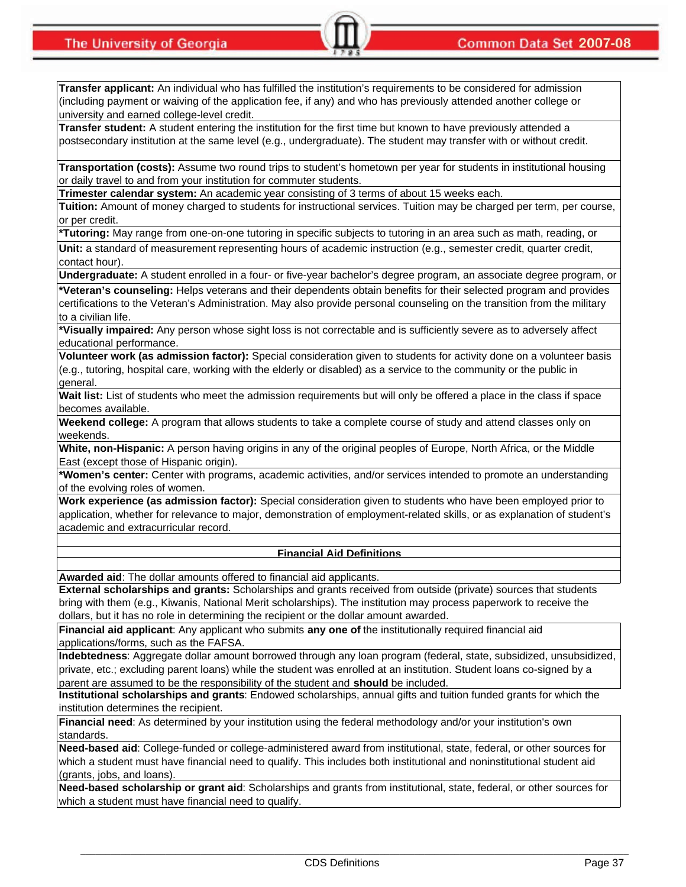**Transfer applicant:** An individual who has fulfilled the institution's requirements to be considered for admission (including payment or waiving of the application fee, if any) and who has previously attended another college or university and earned college-level credit.

**Transfer student:** A student entering the institution for the first time but known to have previously attended a postsecondary institution at the same level (e.g., undergraduate). The student may transfer with or without credit.

**Transportation (costs):** Assume two round trips to student's hometown per year for students in institutional housing or daily travel to and from your institution for commuter students.

**Trimester calendar system:** An academic year consisting of 3 terms of about 15 weeks each.

**Tuition:** Amount of money charged to students for instructional services. Tuition may be charged per term, per course, or per credit.

***Tutoring:** May range from one-on-one tutoring in specific subjects to tutoring in an area such as math, reading, or

**Unit:** a standard of measurement representing hours of academic instruction (e.g., semester credit, quarter credit, contact hour).

**Undergraduate:** A student enrolled in a four- or five-year bachelor's degree program, an associate degree program, or

***Veteran's counseling:** Helps veterans and their dependents obtain benefits for their selected program and provides certifications to the Veteran's Administration. May also provide personal counseling on the transition from the military to a civilian life.

***Visually impaired:** Any person whose sight loss is not correctable and is sufficiently severe as to adversely affect educational performance.

**Volunteer work (as admission factor):** Special consideration given to students for activity done on a volunteer basis (e.g., tutoring, hospital care, working with the elderly or disabled) as a service to the community or the public in general.

**Wait list:** List of students who meet the admission requirements but will only be offered a place in the class if space becomes available.

**Weekend college:** A program that allows students to take a complete course of study and attend classes only on weekends.

**White, non-Hispanic:** A person having origins in any of the original peoples of Europe, North Africa, or the Middle East (except those of Hispanic origin).

***Women's center:** Center with programs, academic activities, and/or services intended to promote an understanding of the evolving roles of women.

**Work experience (as admission factor):** Special consideration given to students who have been employed prior to application, whether for relevance to major, demonstration of employment-related skills, or as explanation of student's academic and extracurricular record.

## Financial Aid Definitions

**Awarded aid**: The dollar amounts offered to financial aid applicants.

**External scholarships and grants:** Scholarships and grants received from outside (private) sources that students bring with them (e.g., Kiwanis, National Merit scholarships). The institution may process paperwork to receive the dollars, but it has no role in determining the recipient or the dollar amount awarded.

**Financial aid applicant**: Any applicant who submits **any one of** the institutionally required financial aid applications/forms, such as the FAFSA.

**Indebtedness**: Aggregate dollar amount borrowed through any loan program (federal, state, subsidized, unsubsidized, private, etc.; excluding parent loans) while the student was enrolled at an institution. Student loans co-signed by a parent are assumed to be the responsibility of the student and **should** be included.

**Institutional scholarships and grants**: Endowed scholarships, annual gifts and tuition funded grants for which the institution determines the recipient.

**Financial need**: As determined by your institution using the federal methodology and/or your institution's own standards.

**Need-based aid**: College-funded or college-administered award from institutional, state, federal, or other sources for which a student must have financial need to qualify. This includes both institutional and noninstitutional student aid (grants, jobs, and loans).

**Need-based scholarship or grant aid**: Scholarships and grants from institutional, state, federal, or other sources for which a student must have financial need to qualify.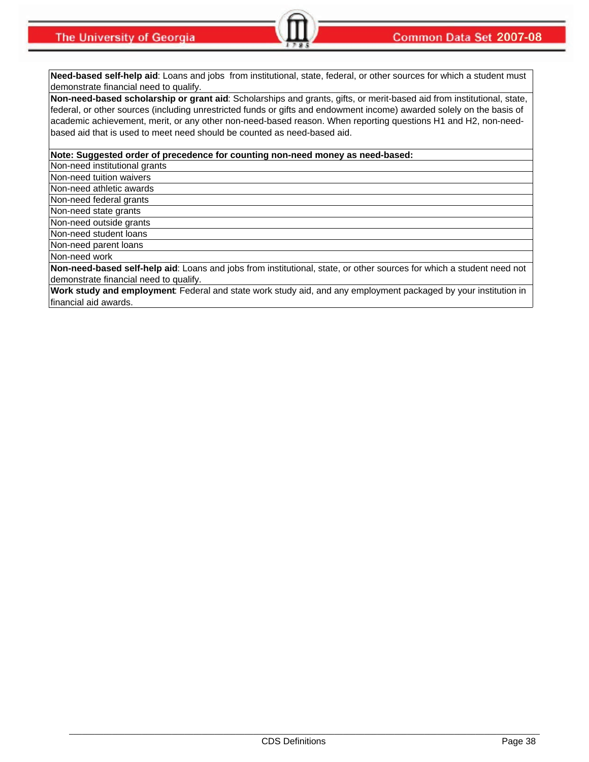**Need-based self-help aid**: Loans and jobs from institutional, state, federal, or other sources for which a student must demonstrate financial need to qualify.

**Non-need-based scholarship or grant aid**: Scholarships and grants, gifts, or merit-based aid from institutional, state, federal, or other sources (including unrestricted funds or gifts and endowment income) awarded solely on the basis of academic achievement, merit, or any other non-need-based reason. When reporting questions H1 and H2, non-need-based aid that is used to meet need should be counted as need-based aid.

**Note: Suggested order of precedence for counting non-need money as need-based:**

- Non-need institutional grants
- Non-need tuition waivers
- Non-need athletic awards
- Non-need federal grants
- Non-need state grants
- Non-need outside grants
- Non-need student loans
- Non-need parent loans
- Non-need work

**Non-need-based self-help aid**: Loans and jobs from institutional, state, or other sources for which a student need not demonstrate financial need to qualify.

**Work study and employment**: Federal and state work study aid, and any employment packaged by your institution in financial aid awards.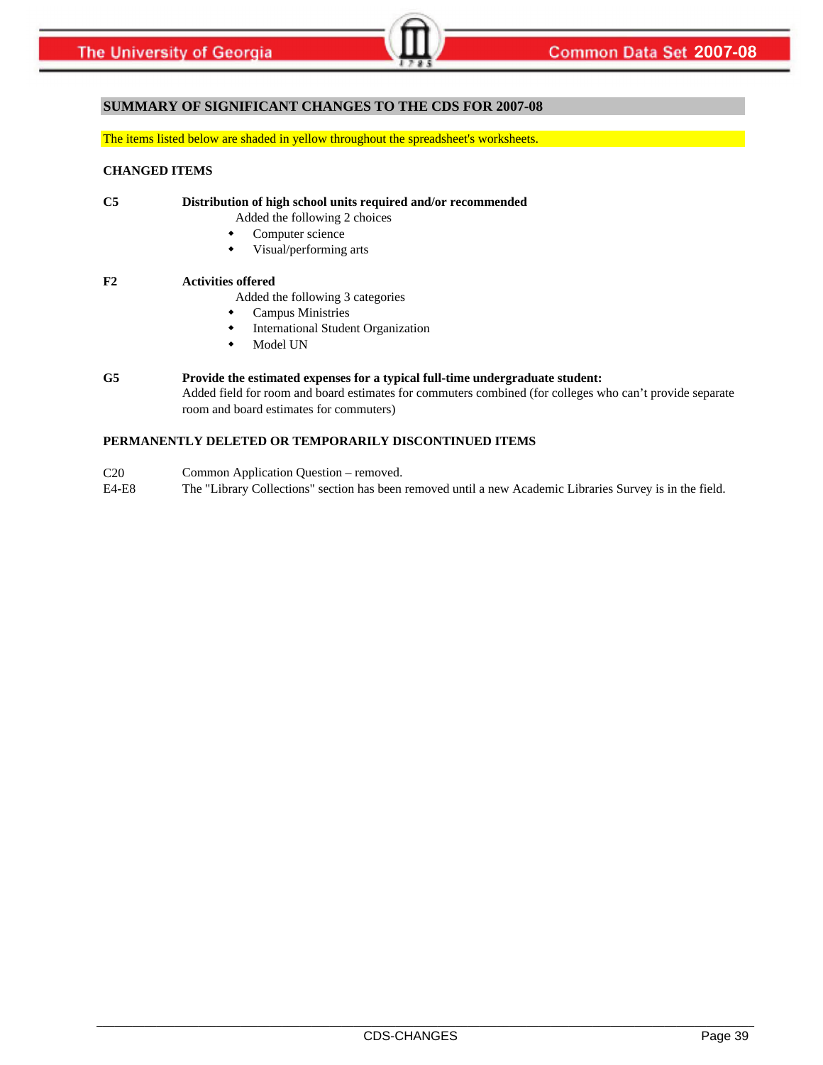## SUMMARY OF SIGNIFICANT CHANGES TO THE CDS FOR 2007-08

The items listed below are shaded in yellow throughout the spreadsheet's worksheets.

### CHANGED ITEMS

**C5** **Distribution of high school units required and/or recommended**

Added the following 2 choices

- Computer science
- Visual/performing arts

**F2** **Activities offered**

Added the following 3 categories

- Campus Ministries
- International Student Organization
- Model UN

**G5** **Provide the estimated expenses for a typical full-time undergraduate student:**

Added field for room and board estimates for commuters combined (for colleges who can't provide separate room and board estimates for commuters)

### PERMANENTLY DELETED OR TEMPORARILY DISCONTINUED ITEMS

C20 Common Application Question – removed.

E4-E8 The "Library Collections" section has been removed until a new Academic Libraries Survey is in the field.